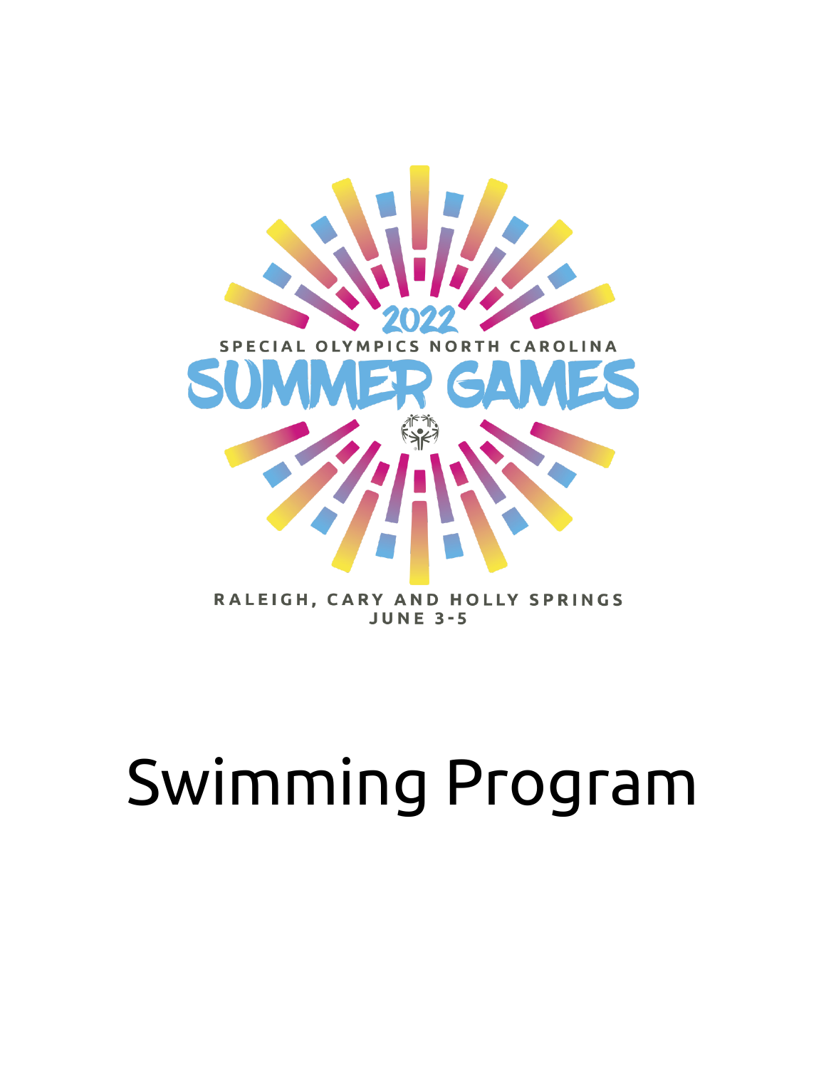2022

SPECIAL OLYMPICS NORTH CAROLINA

# SUMMER GAMES

RALEIGH, CARY AND HOLLY SPRINGS

JUNE 3-5

# Swimming Program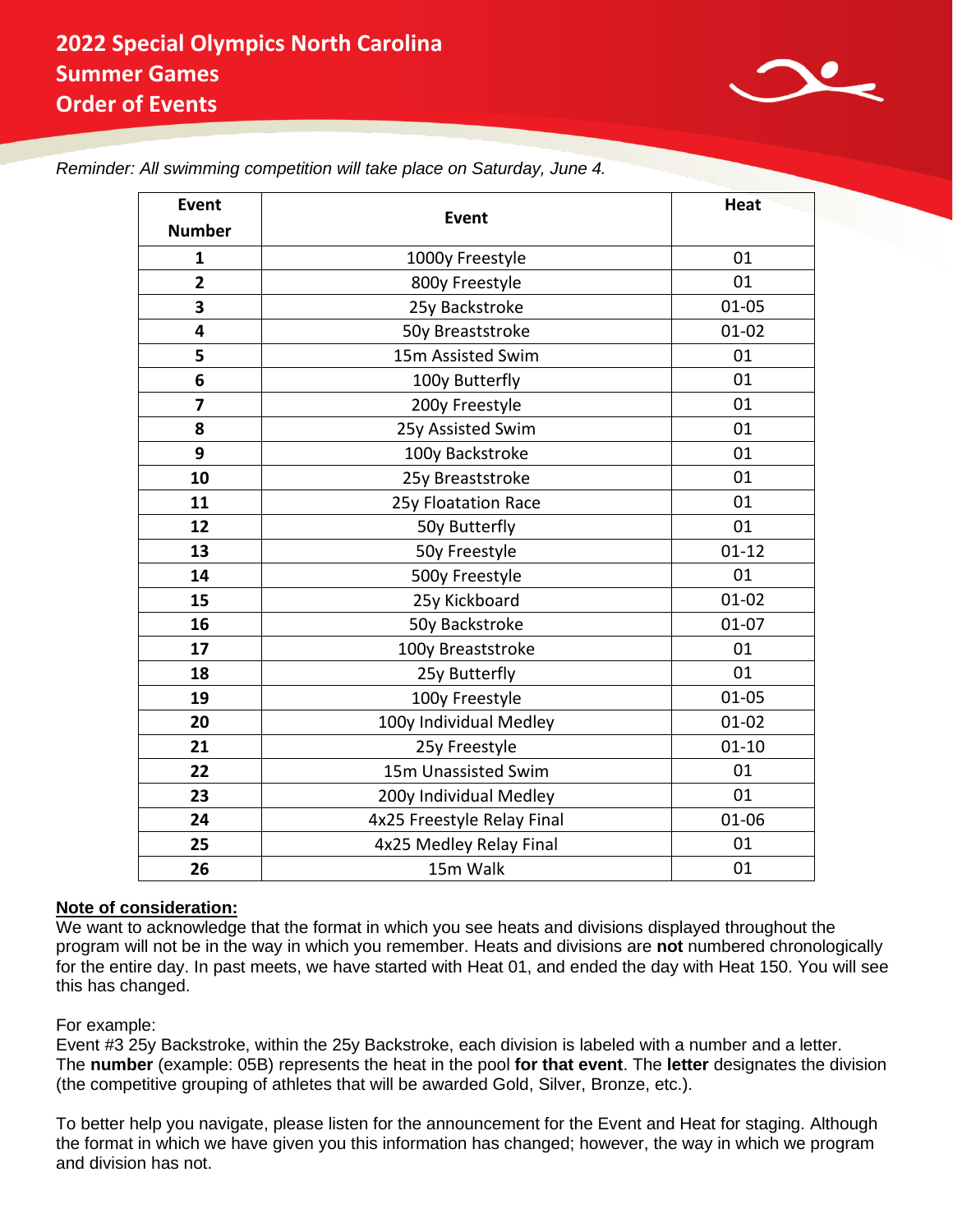# 2022 Special Olympics North Carolina Summer Games Order of Events

*Reminder: All swimming competition will take place on Saturday, June 4.*

| Event Number | Event | Heat |
|---|---|---|
| 1 | 1000y Freestyle | 01 |
| 2 | 800y Freestyle | 01 |
| 3 | 25y Backstroke | 01-05 |
| 4 | 50y Breaststroke | 01-02 |
| 5 | 15m Assisted Swim | 01 |
| 6 | 100y Butterfly | 01 |
| 7 | 200y Freestyle | 01 |
| 8 | 25y Assisted Swim | 01 |
| 9 | 100y Backstroke | 01 |
| 10 | 25y Breaststroke | 01 |
| 11 | 25y Floatation Race | 01 |
| 12 | 50y Butterfly | 01 |
| 13 | 50y Freestyle | 01-12 |
| 14 | 500y Freestyle | 01 |
| 15 | 25y Kickboard | 01-02 |
| 16 | 50y Backstroke | 01-07 |
| 17 | 100y Breaststroke | 01 |
| 18 | 25y Butterfly | 01 |
| 19 | 100y Freestyle | 01-05 |
| 20 | 100y Individual Medley | 01-02 |
| 21 | 25y Freestyle | 01-10 |
| 22 | 15m Unassisted Swim | 01 |
| 23 | 200y Individual Medley | 01 |
| 24 | 4x25 Freestyle Relay Final | 01-06 |
| 25 | 4x25 Medley Relay Final | 01 |
| 26 | 15m Walk | 01 |

**Note of consideration:**

We want to acknowledge that the format in which you see heats and divisions displayed throughout the program will not be in the way in which you remember. Heats and divisions are **not** numbered chronologically for the entire day. In past meets, we have started with Heat 01, and ended the day with Heat 150. You will see this has changed.

For example:
Event #3 25y Backstroke, within the 25y Backstroke, each division is labeled with a number and a letter. The **number** (example: 05B) represents the heat in the pool **for that event**. The **letter** designates the division (the competitive grouping of athletes that will be awarded Gold, Silver, Bronze, etc.).

To better help you navigate, please listen for the announcement for the Event and Heat for staging. Although the format in which we have given you this information has changed; however, the way in which we program and division has not.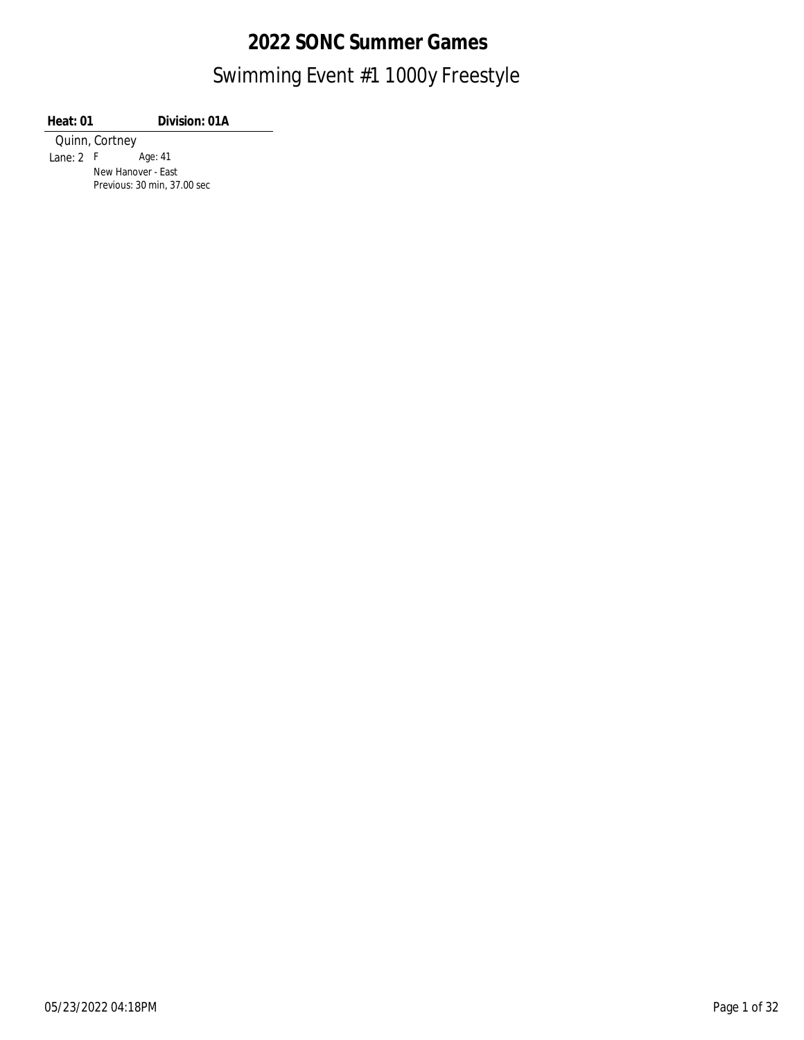# 2022 SONC Summer Games

## Swimming Event #1 1000y Freestyle

**Heat: 01** **Division: 01A**

Quinn, Cortney
Lane: 2 F Age: 41
New Hanover - East
Previous: 30 min, 37.00 sec

05/23/2022 04:18PM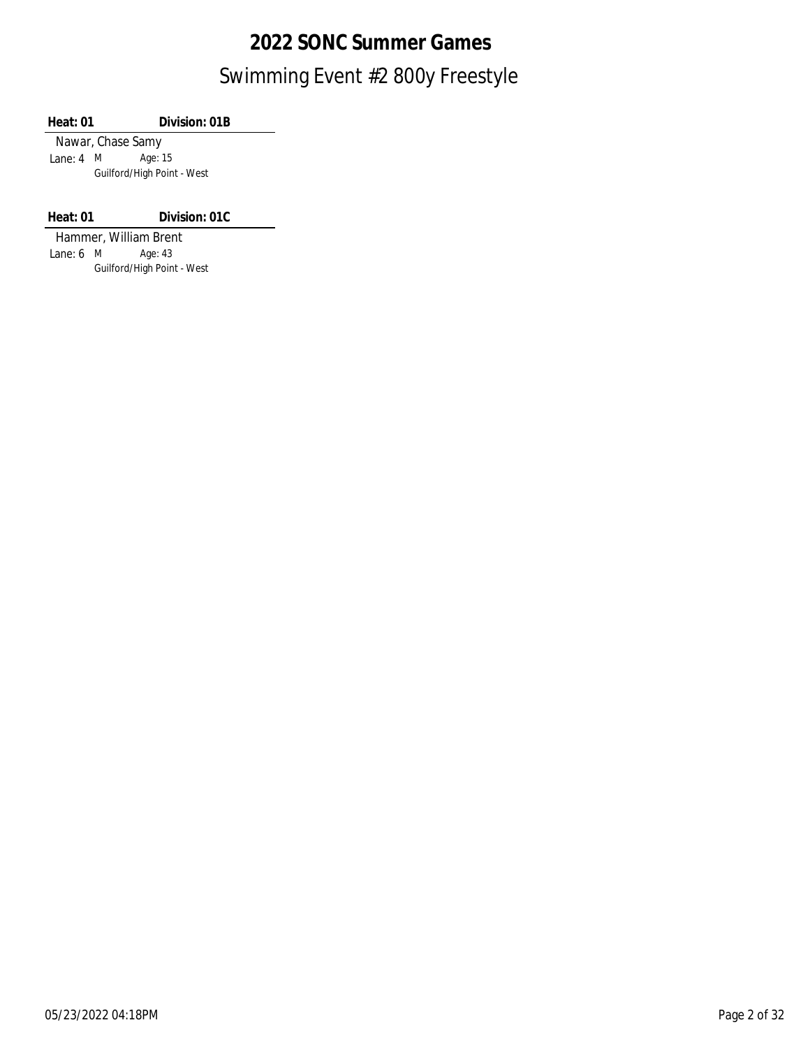# 2022 SONC Summer Games

## Swimming Event #2 800y Freestyle

**Heat: 01** **Division: 01B**

Nawar, Chase Samy
Lane: 4 M Age: 15
Guilford/High Point - West

**Heat: 01** **Division: 01C**

Hammer, William Brent
Lane: 6 M Age: 43
Guilford/High Point - West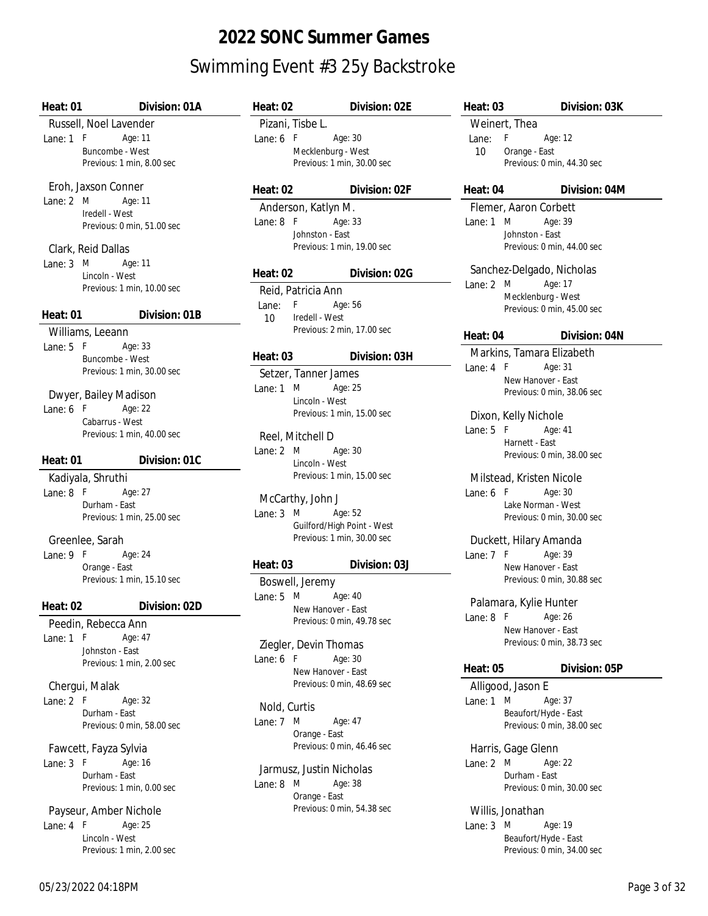# 2022 SONC Summer Games

## Swimming Event #3 25y Backstroke

### Heat: 01 — Division: 01A

Russell, Noel Lavender
Lane: 1 F Age: 11
Buncombe - West
Previous: 1 min, 8.00 sec

Eroh, Jaxson Conner
Lane: 2 M Age: 11
Iredell - West
Previous: 0 min, 51.00 sec

Clark, Reid Dallas
Lane: 3 M Age: 11
Lincoln - West
Previous: 1 min, 10.00 sec

### Heat: 01 — Division: 01B

Williams, Leeann
Lane: 5 F Age: 33
Buncombe - West
Previous: 1 min, 30.00 sec

Dwyer, Bailey Madison
Lane: 6 F Age: 22
Cabarrus - West
Previous: 1 min, 40.00 sec

### Heat: 01 — Division: 01C

Kadiyala, Shruthi
Lane: 8 F Age: 27
Durham - East
Previous: 1 min, 25.00 sec

Greenlee, Sarah
Lane: 9 F Age: 24
Orange - East
Previous: 1 min, 15.10 sec

### Heat: 02 — Division: 02D

Peedin, Rebecca Ann
Lane: 1 F Age: 47
Johnston - East
Previous: 1 min, 2.00 sec

Chergui, Malak
Lane: 2 F Age: 32
Durham - East
Previous: 0 min, 58.00 sec

Fawcett, Fayza Sylvia
Lane: 3 F Age: 16
Durham - East
Previous: 1 min, 0.00 sec

Payseur, Amber Nichole
Lane: 4 F Age: 25
Lincoln - West
Previous: 1 min, 2.00 sec

### Heat: 02 — Division: 02E

Pizani, Tisbe L.
Lane: 6 F Age: 30
Mecklenburg - West
Previous: 1 min, 30.00 sec

### Heat: 02 — Division: 02F

Anderson, Katlyn M.
Lane: 8 F Age: 33
Johnston - East
Previous: 1 min, 19.00 sec

### Heat: 02 — Division: 02G

Reid, Patricia Ann
Lane: 10 F Age: 56
Iredell - West
Previous: 2 min, 17.00 sec

### Heat: 03 — Division: 03H

Setzer, Tanner James
Lane: 1 M Age: 25
Lincoln - West
Previous: 1 min, 15.00 sec

Reel, Mitchell D
Lane: 2 M Age: 30
Lincoln - West
Previous: 1 min, 15.00 sec

McCarthy, John J
Lane: 3 M Age: 52
Guilford/High Point - West
Previous: 1 min, 30.00 sec

### Heat: 03 — Division: 03J

Boswell, Jeremy
Lane: 5 M Age: 40
New Hanover - East
Previous: 0 min, 49.78 sec

Ziegler, Devin Thomas
Lane: 6 F Age: 30
New Hanover - East
Previous: 0 min, 48.69 sec

Nold, Curtis
Lane: 7 M Age: 47
Orange - East
Previous: 0 min, 46.46 sec

Jarmusz, Justin Nicholas
Lane: 8 M Age: 38
Orange - East
Previous: 0 min, 54.38 sec

### Heat: 03 — Division: 03K

Weinert, Thea
Lane: 10 F Age: 12
Orange - East
Previous: 0 min, 44.30 sec

### Heat: 04 — Division: 04M

Flemer, Aaron Corbett
Lane: 1 M Age: 39
Johnston - East
Previous: 0 min, 44.00 sec

Sanchez-Delgado, Nicholas
Lane: 2 M Age: 17
Mecklenburg - West
Previous: 0 min, 45.00 sec

### Heat: 04 — Division: 04N

Markins, Tamara Elizabeth
Lane: 4 F Age: 31
New Hanover - East
Previous: 0 min, 38.06 sec

Dixon, Kelly Nichole
Lane: 5 F Age: 41
Harnett - East
Previous: 0 min, 38.00 sec

Milstead, Kristen Nicole
Lane: 6 F Age: 30
Lake Norman - West
Previous: 0 min, 30.00 sec

Duckett, Hilary Amanda
Lane: 7 F Age: 39
New Hanover - East
Previous: 0 min, 30.88 sec

Palamara, Kylie Hunter
Lane: 8 F Age: 26
New Hanover - East
Previous: 0 min, 38.73 sec

### Heat: 05 — Division: 05P

Alligood, Jason E
Lane: 1 M Age: 37
Beaufort/Hyde - East
Previous: 0 min, 38.00 sec

Harris, Gage Glenn
Lane: 2 M Age: 22
Durham - East
Previous: 0 min, 30.00 sec

Willis, Jonathan
Lane: 3 M Age: 19
Beaufort/Hyde - East
Previous: 0 min, 34.00 sec

05/23/2022 04:18PM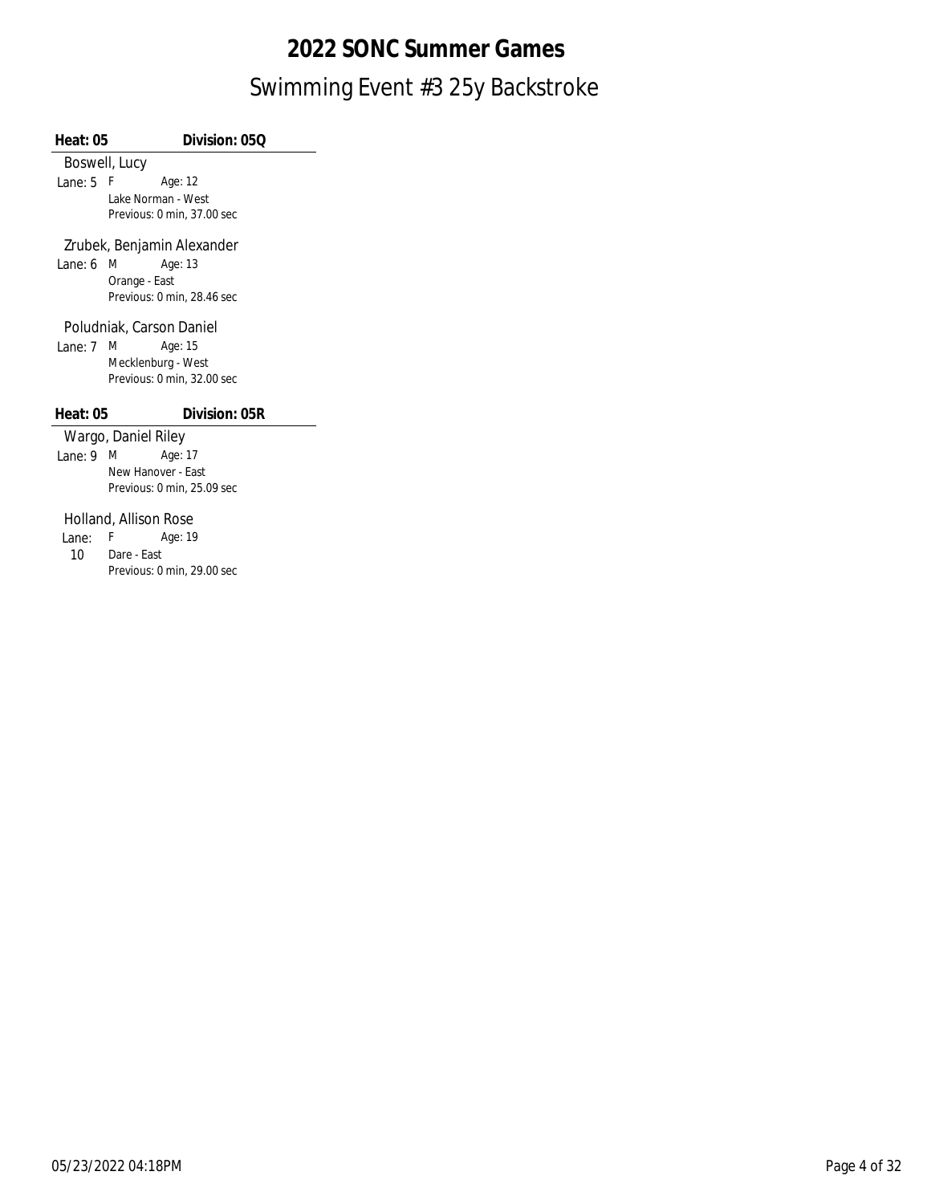# 2022 SONC Summer Games

## Swimming Event #3 25y Backstroke

**Heat: 05** **Division: 05Q**

Boswell, Lucy
Lane: 5 F Age: 12
Lake Norman - West
Previous: 0 min, 37.00 sec

Zrubek, Benjamin Alexander
Lane: 6 M Age: 13
Orange - East
Previous: 0 min, 28.46 sec

Poludniak, Carson Daniel
Lane: 7 M Age: 15
Mecklenburg - West
Previous: 0 min, 32.00 sec

**Heat: 05** **Division: 05R**

Wargo, Daniel Riley
Lane: 9 M Age: 17
New Hanover - East
Previous: 0 min, 25.09 sec

Holland, Allison Rose
Lane: 10 F Age: 19
Dare - East
Previous: 0 min, 29.00 sec

05/23/2022 04:18PM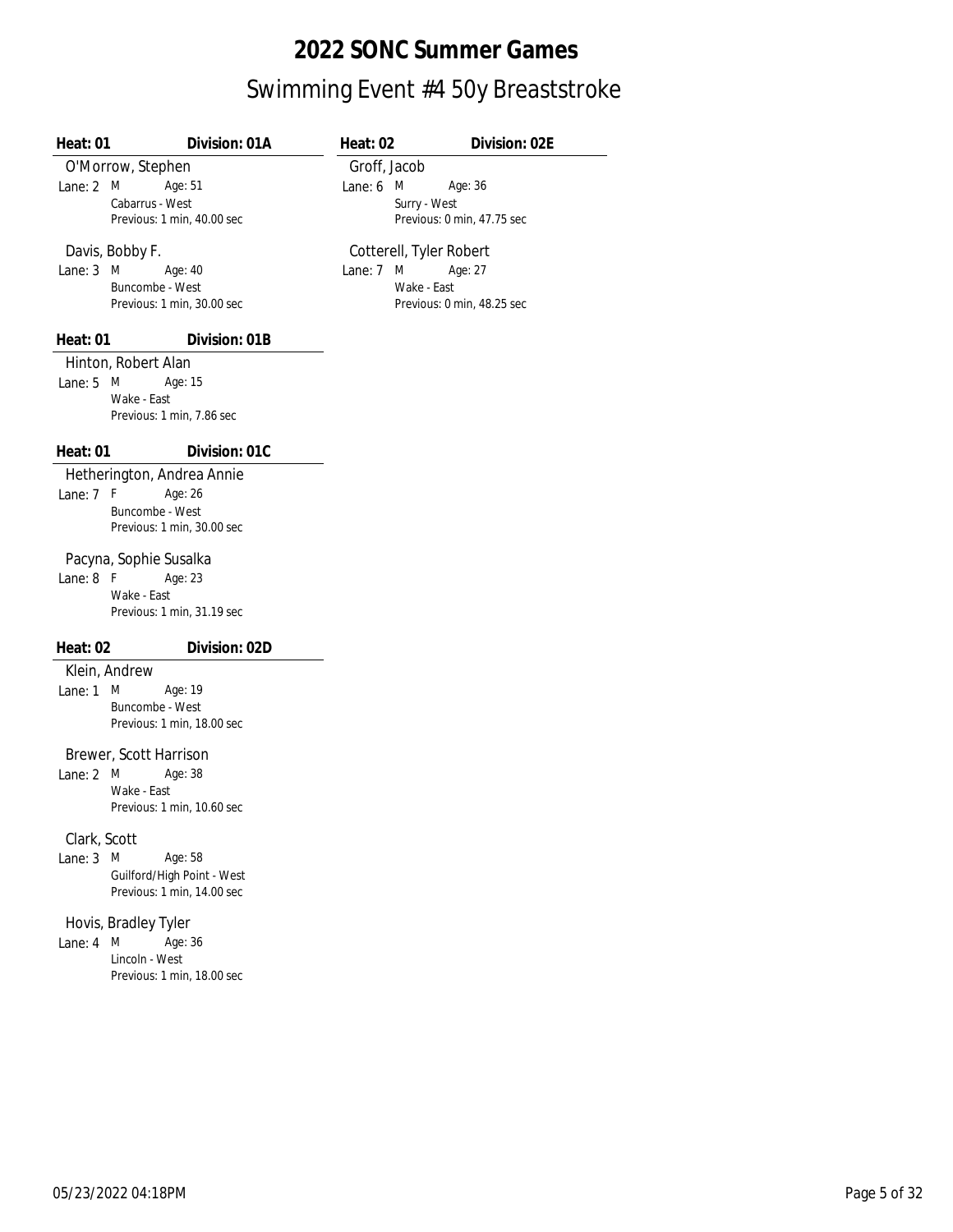# 2022 SONC Summer Games

## Swimming Event #4 50y Breaststroke

**Heat: 01 — Division: 01A**

O'Morrow, Stephen
Lane: 2 M Age: 51
Cabarrus - West
Previous: 1 min, 40.00 sec

Davis, Bobby F.
Lane: 3 M Age: 40
Buncombe - West
Previous: 1 min, 30.00 sec

**Heat: 01 — Division: 01B**

Hinton, Robert Alan
Lane: 5 M Age: 15
Wake - East
Previous: 1 min, 7.86 sec

**Heat: 01 — Division: 01C**

Hetherington, Andrea Annie
Lane: 7 F Age: 26
Buncombe - West
Previous: 1 min, 30.00 sec

Pacyna, Sophie Susalka
Lane: 8 F Age: 23
Wake - East
Previous: 1 min, 31.19 sec

**Heat: 02 — Division: 02D**

Klein, Andrew
Lane: 1 M Age: 19
Buncombe - West
Previous: 1 min, 18.00 sec

Brewer, Scott Harrison
Lane: 2 M Age: 38
Wake - East
Previous: 1 min, 10.60 sec

Clark, Scott
Lane: 3 M Age: 58
Guilford/High Point - West
Previous: 1 min, 14.00 sec

Hovis, Bradley Tyler
Lane: 4 M Age: 36
Lincoln - West
Previous: 1 min, 18.00 sec

**Heat: 02 — Division: 02E**

Groff, Jacob
Lane: 6 M Age: 36
Surry - West
Previous: 0 min, 47.75 sec

Cotterell, Tyler Robert
Lane: 7 M Age: 27
Wake - East
Previous: 0 min, 48.25 sec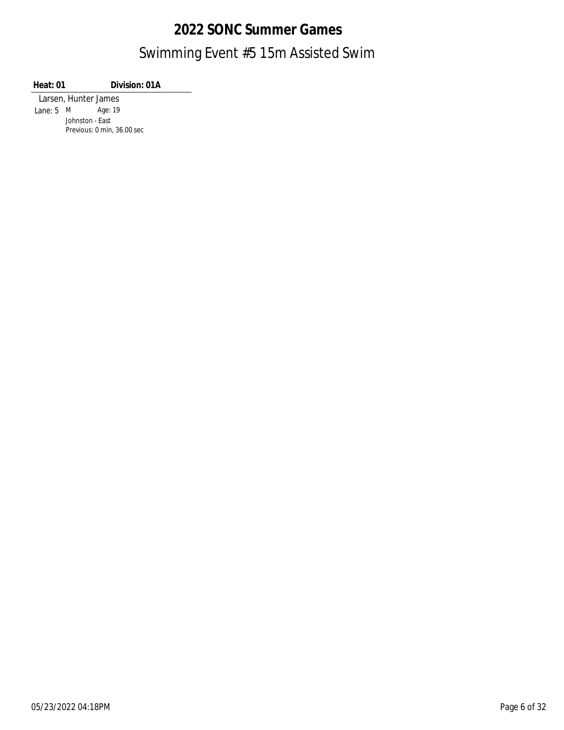# 2022 SONC Summer Games

## Swimming Event #5 15m Assisted Swim

**Heat: 01** **Division: 01A**

Larsen, Hunter James

Lane: 5 M Age: 19

Johnston - East

Previous: 0 min, 36.00 sec

05/23/2022 04:18PM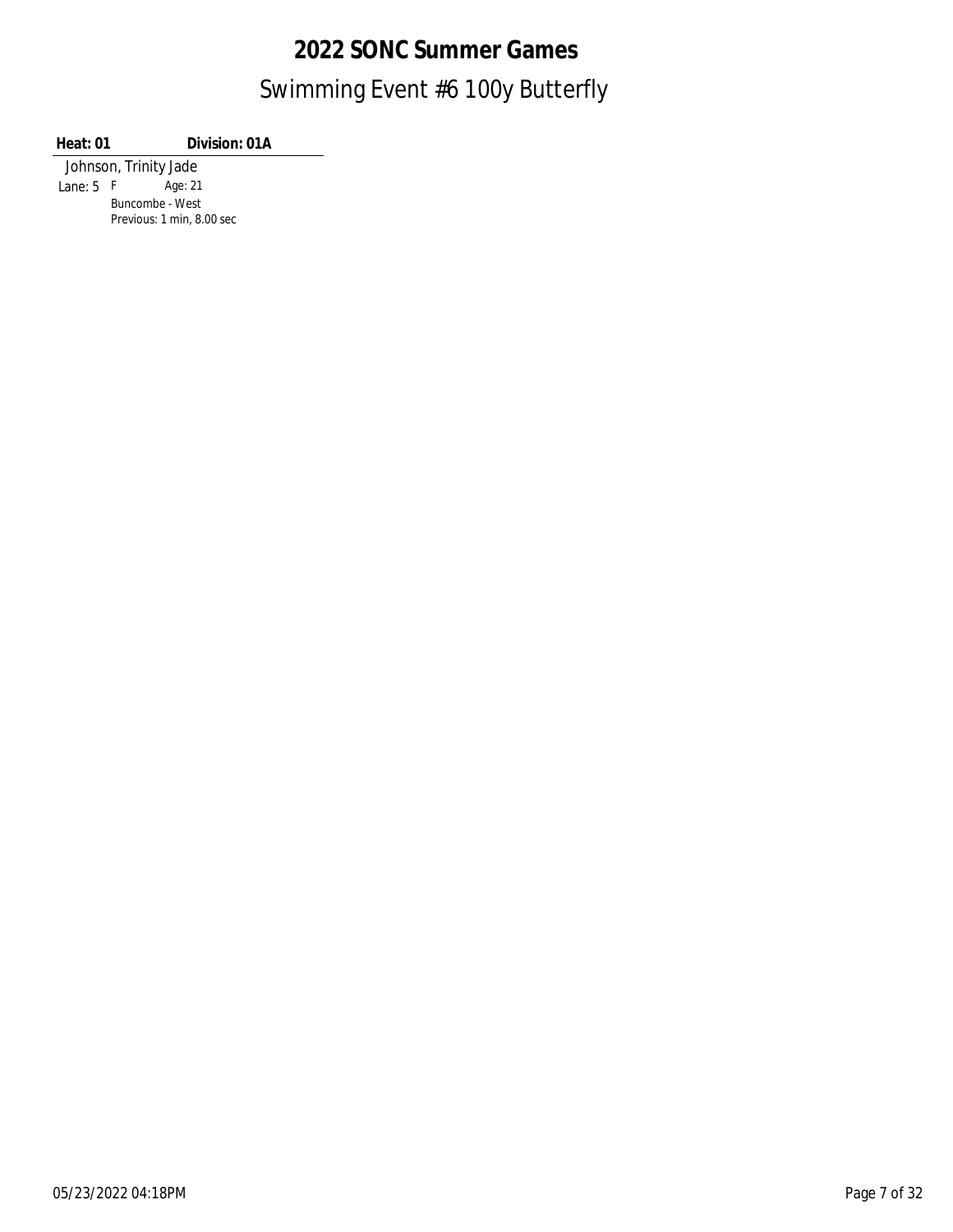# 2022 SONC Summer Games

## Swimming Event #6 100y Butterfly

**Heat: 01** **Division: 01A**

Johnson, Trinity Jade

Lane: 5 F Age: 21

Buncombe - West

Previous: 1 min, 8.00 sec

05/23/2022 04:18PM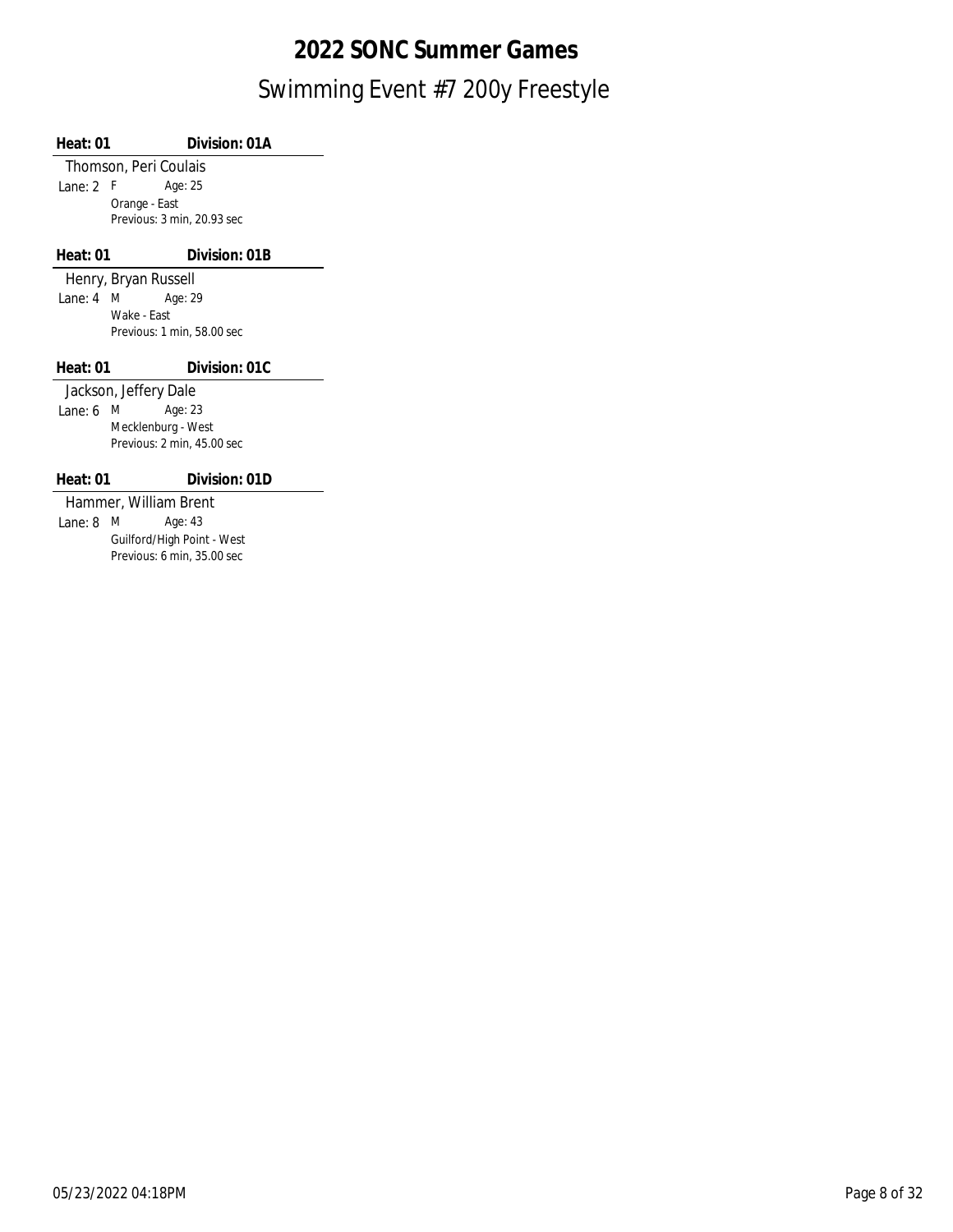# 2022 SONC Summer Games

## Swimming Event #7 200y Freestyle

**Heat: 01** **Division: 01A**

Thomson, Peri Coulais
Lane: 2 F Age: 25
Orange - East
Previous: 3 min, 20.93 sec

**Heat: 01** **Division: 01B**

Henry, Bryan Russell
Lane: 4 M Age: 29
Wake - East
Previous: 1 min, 58.00 sec

**Heat: 01** **Division: 01C**

Jackson, Jeffery Dale
Lane: 6 M Age: 23
Mecklenburg - West
Previous: 2 min, 45.00 sec

**Heat: 01** **Division: 01D**

Hammer, William Brent
Lane: 8 M Age: 43
Guilford/High Point - West
Previous: 6 min, 35.00 sec

05/23/2022 04:18PM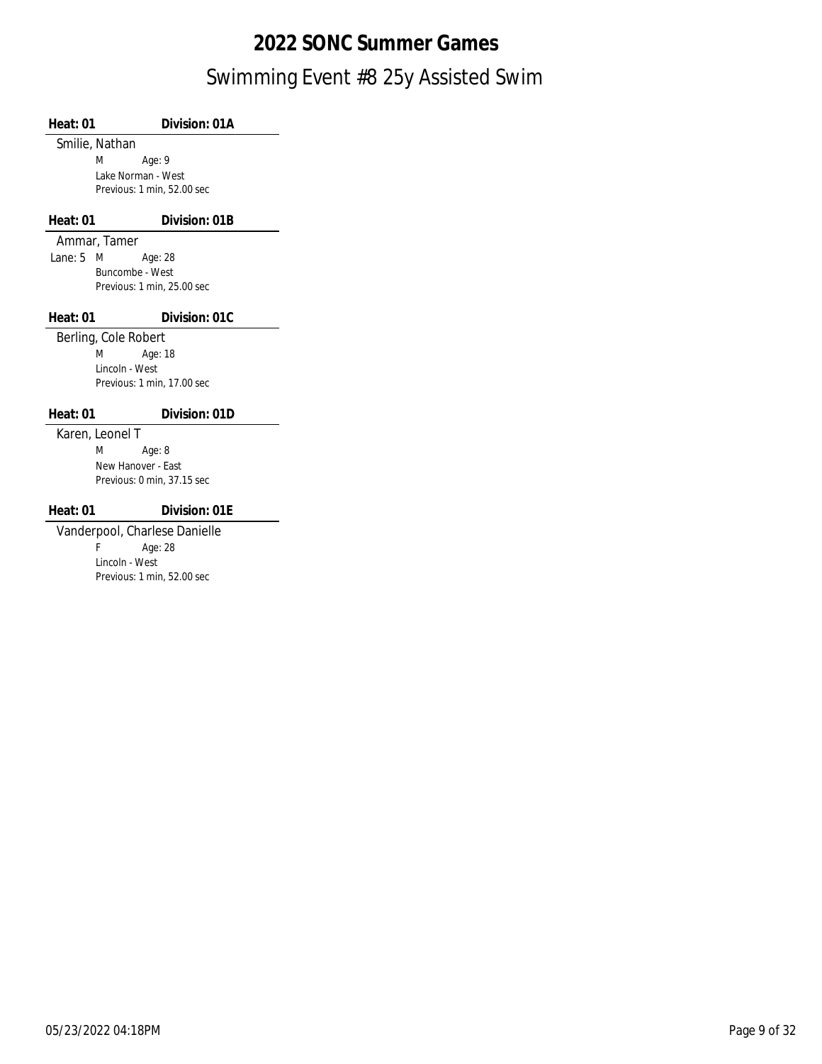# 2022 SONC Summer Games

## Swimming Event #8 25y Assisted Swim

**Heat: 01** **Division: 01A**

Smilie, Nathan

M Age: 9

Lake Norman - West

Previous: 1 min, 52.00 sec

**Heat: 01** **Division: 01B**

Ammar, Tamer

Lane: 5 M Age: 28

Buncombe - West

Previous: 1 min, 25.00 sec

**Heat: 01** **Division: 01C**

Berling, Cole Robert

M Age: 18

Lincoln - West

Previous: 1 min, 17.00 sec

**Heat: 01** **Division: 01D**

Karen, Leonel T

M Age: 8

New Hanover - East

Previous: 0 min, 37.15 sec

**Heat: 01** **Division: 01E**

Vanderpool, Charlese Danielle

F Age: 28

Lincoln - West

Previous: 1 min, 52.00 sec

05/23/2022 04:18PM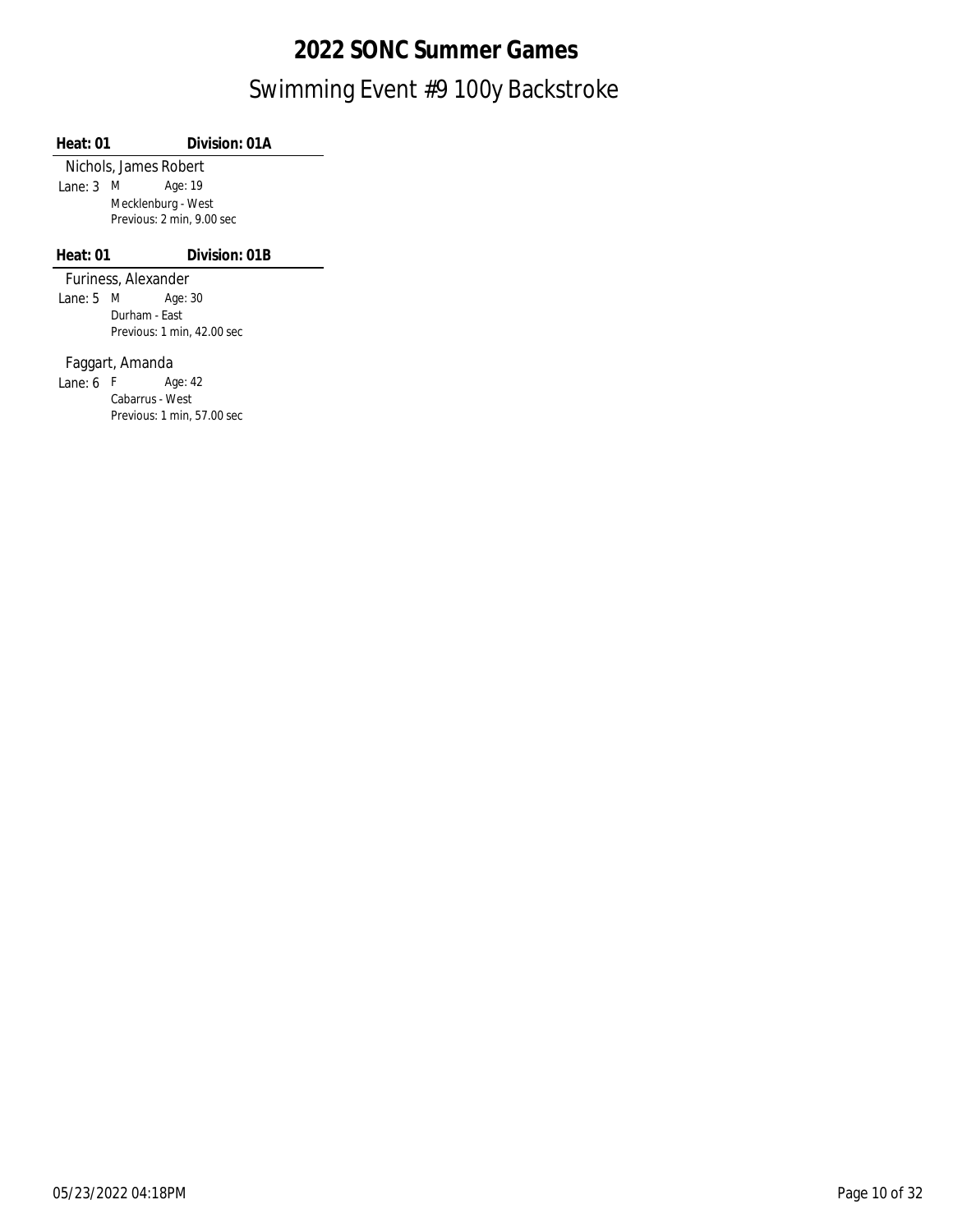# 2022 SONC Summer Games

## Swimming Event #9 100y Backstroke

**Heat: 01** **Division: 01A**

Nichols, James Robert

Lane: 3 M Age: 19

Mecklenburg - West

Previous: 2 min, 9.00 sec

**Heat: 01** **Division: 01B**

Furiness, Alexander

Lane: 5 M Age: 30

Durham - East

Previous: 1 min, 42.00 sec

Faggart, Amanda

Lane: 6 F Age: 42

Cabarrus - West

Previous: 1 min, 57.00 sec

05/23/2022 04:18PM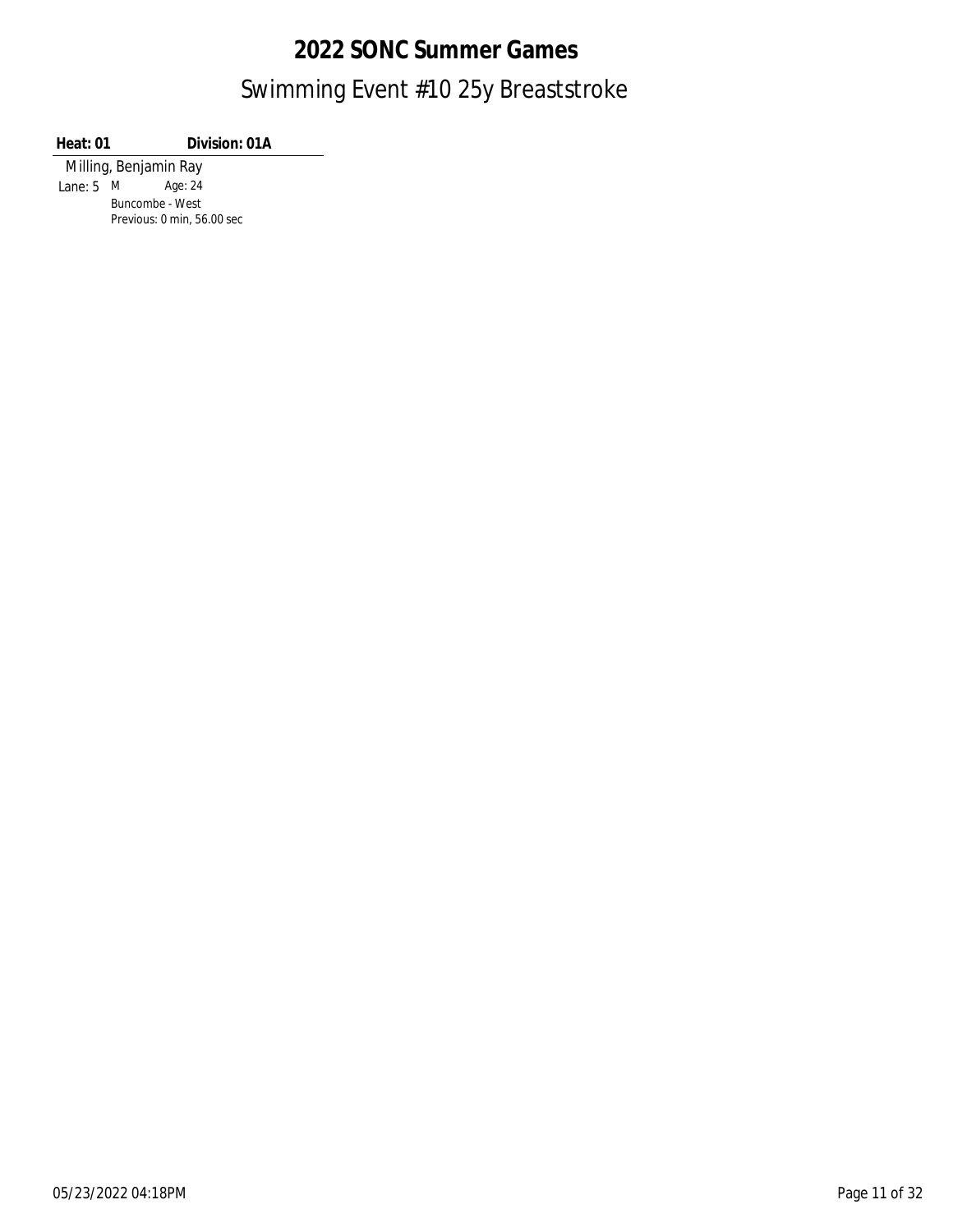# 2022 SONC Summer Games

## Swimming Event #10 25y Breaststroke

**Heat: 01** **Division: 01A**

Milling, Benjamin Ray
Lane: 5 M Age: 24
Buncombe - West
Previous: 0 min, 56.00 sec

05/23/2022 04:18PM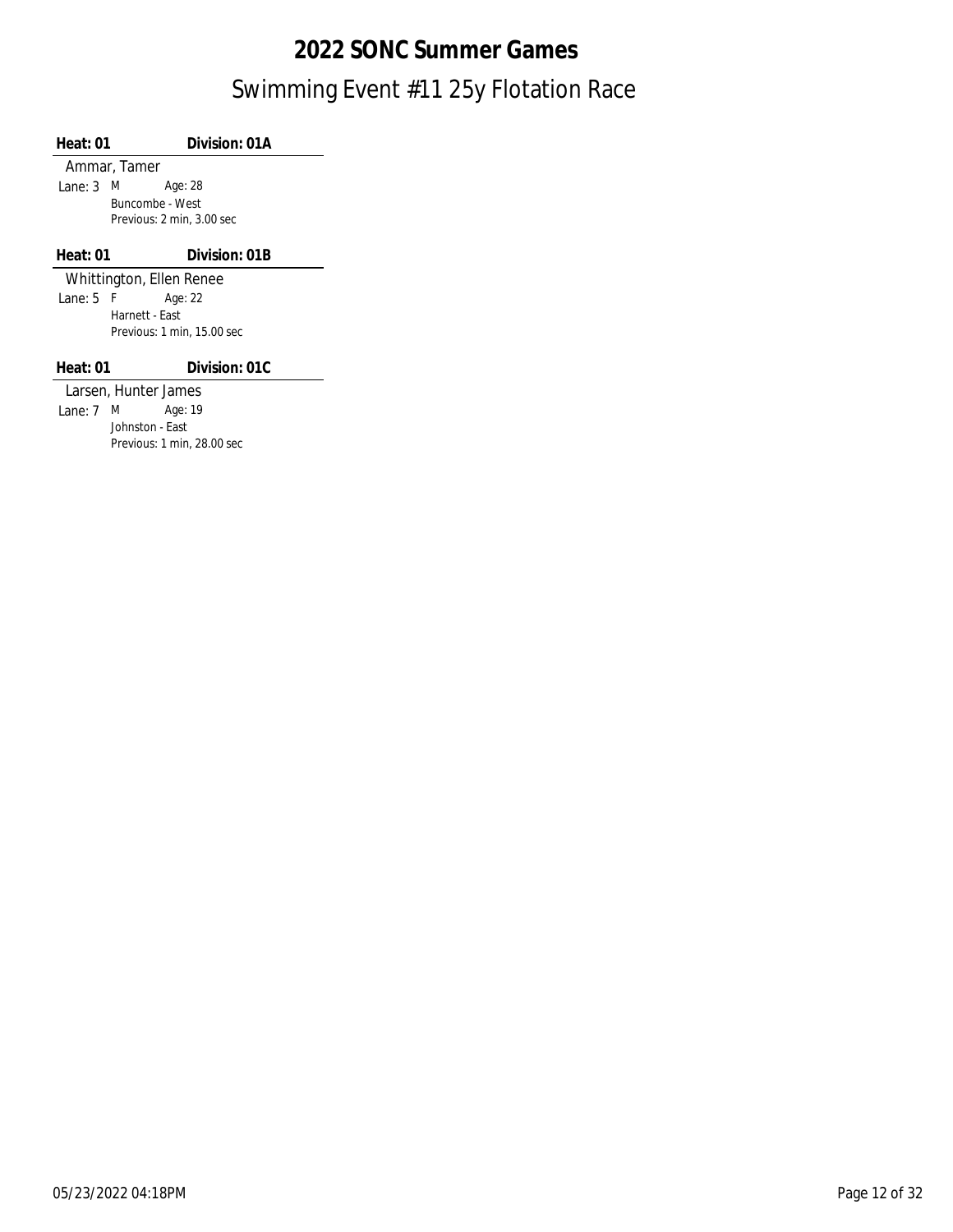# 2022 SONC Summer Games

## Swimming Event #11 25y Flotation Race

**Heat: 01** **Division: 01A**

Ammar, Tamer

Lane: 3 M Age: 28

Buncombe - West

Previous: 2 min, 3.00 sec

**Heat: 01** **Division: 01B**

Whittington, Ellen Renee

Lane: 5 F Age: 22

Harnett - East

Previous: 1 min, 15.00 sec

**Heat: 01** **Division: 01C**

Larsen, Hunter James

Lane: 7 M Age: 19

Johnston - East

Previous: 1 min, 28.00 sec

05/23/2022 04:18PM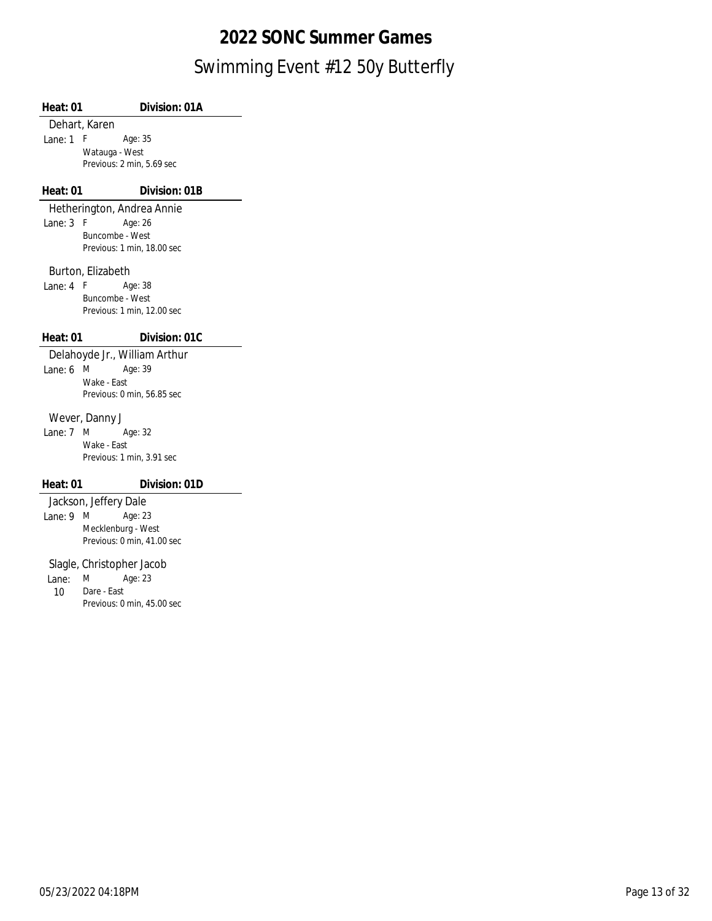# 2022 SONC Summer Games

## Swimming Event #12 50y Butterfly

**Heat: 01** **Division: 01A**

Dehart, Karen
Lane: 1 F Age: 35
Watauga - West
Previous: 2 min, 5.69 sec

**Heat: 01** **Division: 01B**

Hetherington, Andrea Annie
Lane: 3 F Age: 26
Buncombe - West
Previous: 1 min, 18.00 sec

Burton, Elizabeth
Lane: 4 F Age: 38
Buncombe - West
Previous: 1 min, 12.00 sec

**Heat: 01** **Division: 01C**

Delahoyde Jr., William Arthur
Lane: 6 M Age: 39
Wake - East
Previous: 0 min, 56.85 sec

Wever, Danny J
Lane: 7 M Age: 32
Wake - East
Previous: 1 min, 3.91 sec

**Heat: 01** **Division: 01D**

Jackson, Jeffery Dale
Lane: 9 M Age: 23
Mecklenburg - West
Previous: 0 min, 41.00 sec

Slagle, Christopher Jacob
Lane: 10 M Age: 23
Dare - East
Previous: 0 min, 45.00 sec

05/23/2022 04:18PM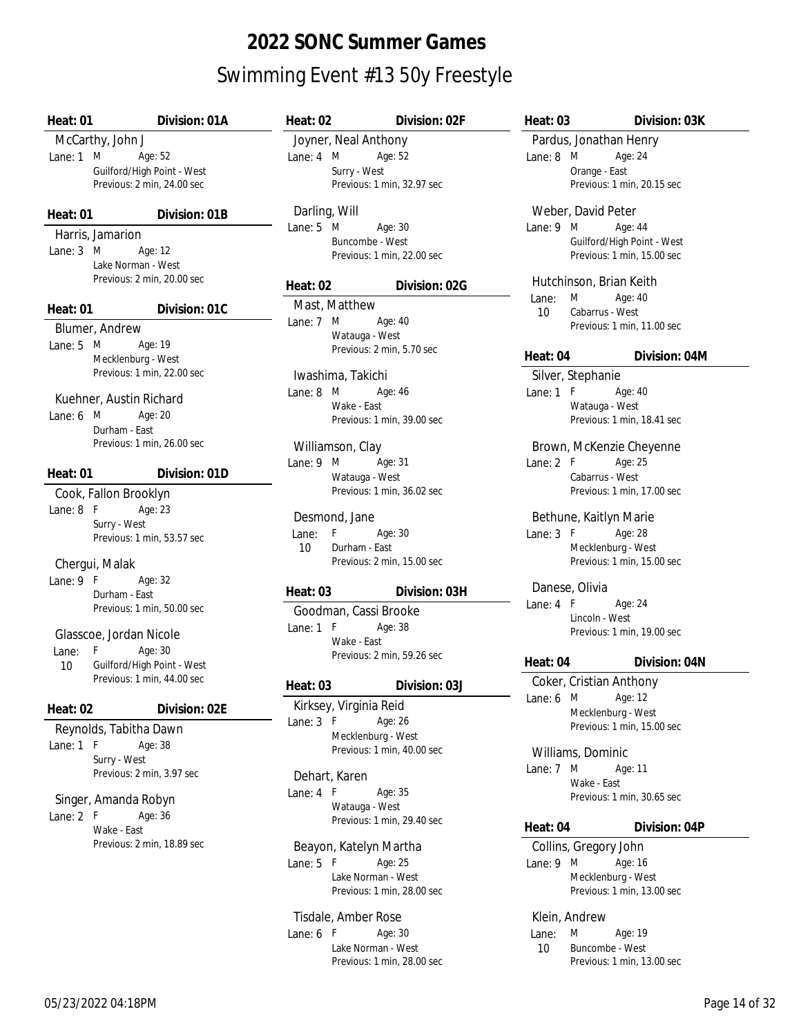# 2022 SONC Summer Games

## Swimming Event #13 50y Freestyle

**Heat: 01 — Division: 01A**

McCarthy, John J
Lane: 1 M Age: 52
Guilford/High Point - West
Previous: 2 min, 24.00 sec

**Heat: 01 — Division: 01B**

Harris, Jamarion
Lane: 3 M Age: 12
Lake Norman - West
Previous: 2 min, 20.00 sec

**Heat: 01 — Division: 01C**

Blumer, Andrew
Lane: 5 M Age: 19
Mecklenburg - West
Previous: 1 min, 22.00 sec

Kuehner, Austin Richard
Lane: 6 M Age: 20
Durham - East
Previous: 1 min, 26.00 sec

**Heat: 01 — Division: 01D**

Cook, Fallon Brooklyn
Lane: 8 F Age: 23
Surry - West
Previous: 1 min, 53.57 sec

Chergui, Malak
Lane: 9 F Age: 32
Durham - East
Previous: 1 min, 50.00 sec

Glasscoe, Jordan Nicole
Lane: 10 F Age: 30
Guilford/High Point - West
Previous: 1 min, 44.00 sec

**Heat: 02 — Division: 02E**

Reynolds, Tabitha Dawn
Lane: 1 F Age: 38
Surry - West
Previous: 2 min, 3.97 sec

Singer, Amanda Robyn
Lane: 2 F Age: 36
Wake - East
Previous: 2 min, 18.89 sec

**Heat: 02 — Division: 02F**

Joyner, Neal Anthony
Lane: 4 M Age: 52
Surry - West
Previous: 1 min, 32.97 sec

Darling, Will
Lane: 5 M Age: 30
Buncombe - West
Previous: 1 min, 22.00 sec

**Heat: 02 — Division: 02G**

Mast, Matthew
Lane: 7 M Age: 40
Watauga - West
Previous: 2 min, 5.70 sec

Iwashima, Takichi
Lane: 8 M Age: 46
Wake - East
Previous: 1 min, 39.00 sec

Williamson, Clay
Lane: 9 M Age: 31
Watauga - West
Previous: 1 min, 36.02 sec

Desmond, Jane
Lane: 10 F Age: 30
Durham - East
Previous: 2 min, 15.00 sec

**Heat: 03 — Division: 03H**

Goodman, Cassi Brooke
Lane: 1 F Age: 38
Wake - East
Previous: 2 min, 59.26 sec

**Heat: 03 — Division: 03J**

Kirksey, Virginia Reid
Lane: 3 F Age: 26
Mecklenburg - West
Previous: 1 min, 40.00 sec

Dehart, Karen
Lane: 4 F Age: 35
Watauga - West
Previous: 1 min, 29.40 sec

Beayon, Katelyn Martha
Lane: 5 F Age: 25
Lake Norman - West
Previous: 1 min, 28.00 sec

Tisdale, Amber Rose
Lane: 6 F Age: 30
Lake Norman - West
Previous: 1 min, 28.00 sec

**Heat: 03 — Division: 03K**

Pardus, Jonathan Henry
Lane: 8 M Age: 24
Orange - East
Previous: 1 min, 20.15 sec

Weber, David Peter
Lane: 9 M Age: 44
Guilford/High Point - West
Previous: 1 min, 15.00 sec

Hutchinson, Brian Keith
Lane: 10 M Age: 40
Cabarrus - West
Previous: 1 min, 11.00 sec

**Heat: 04 — Division: 04M**

Silver, Stephanie
Lane: 1 F Age: 40
Watauga - West
Previous: 1 min, 18.41 sec

Brown, McKenzie Cheyenne
Lane: 2 F Age: 25
Cabarrus - West
Previous: 1 min, 17.00 sec

Bethune, Kaitlyn Marie
Lane: 3 F Age: 28
Mecklenburg - West
Previous: 1 min, 15.00 sec

Danese, Olivia
Lane: 4 F Age: 24
Lincoln - West
Previous: 1 min, 19.00 sec

**Heat: 04 — Division: 04N**

Coker, Cristian Anthony
Lane: 6 M Age: 12
Mecklenburg - West
Previous: 1 min, 15.00 sec

Williams, Dominic
Lane: 7 M Age: 11
Wake - East
Previous: 1 min, 30.65 sec

**Heat: 04 — Division: 04P**

Collins, Gregory John
Lane: 9 M Age: 16
Mecklenburg - West
Previous: 1 min, 13.00 sec

Klein, Andrew
Lane: 10 M Age: 19
Buncombe - West
Previous: 1 min, 13.00 sec

05/23/2022 04:18PM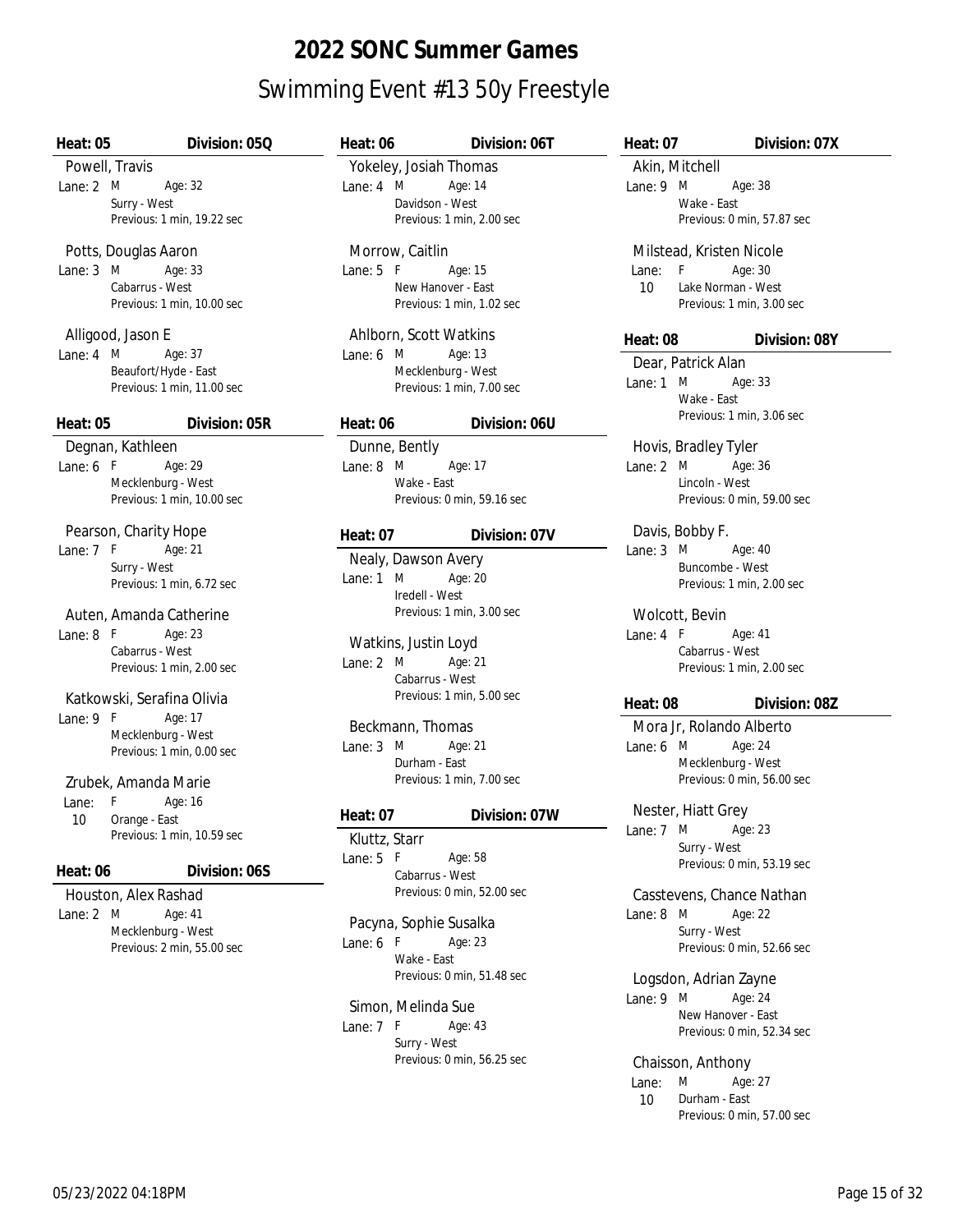# 2022 SONC Summer Games

## Swimming Event #13 50y Freestyle

### Heat: 05 — Division: 05Q

**Powell, Travis**
Lane: 2 M Age: 32
Surry - West
Previous: 1 min, 19.22 sec

**Potts, Douglas Aaron**
Lane: 3 M Age: 33
Cabarrus - West
Previous: 1 min, 10.00 sec

**Alligood, Jason E**
Lane: 4 M Age: 37
Beaufort/Hyde - East
Previous: 1 min, 11.00 sec

### Heat: 05 — Division: 05R

**Degnan, Kathleen**
Lane: 6 F Age: 29
Mecklenburg - West
Previous: 1 min, 10.00 sec

**Pearson, Charity Hope**
Lane: 7 F Age: 21
Surry - West
Previous: 1 min, 6.72 sec

**Auten, Amanda Catherine**
Lane: 8 F Age: 23
Cabarrus - West
Previous: 1 min, 2.00 sec

**Katkowski, Serafina Olivia**
Lane: 9 F Age: 17
Mecklenburg - West
Previous: 1 min, 0.00 sec

**Zrubek, Amanda Marie**
Lane: 10 F Age: 16
Orange - East
Previous: 1 min, 10.59 sec

### Heat: 06 — Division: 06S

**Houston, Alex Rashad**
Lane: 2 M Age: 41
Mecklenburg - West
Previous: 2 min, 55.00 sec

### Heat: 06 — Division: 06T

**Yokeley, Josiah Thomas**
Lane: 4 M Age: 14
Davidson - West
Previous: 1 min, 2.00 sec

**Morrow, Caitlin**
Lane: 5 F Age: 15
New Hanover - East
Previous: 1 min, 1.02 sec

**Ahlborn, Scott Watkins**
Lane: 6 M Age: 13
Mecklenburg - West
Previous: 1 min, 7.00 sec

### Heat: 06 — Division: 06U

**Dunne, Bently**
Lane: 8 M Age: 17
Wake - East
Previous: 0 min, 59.16 sec

### Heat: 07 — Division: 07V

**Nealy, Dawson Avery**
Lane: 1 M Age: 20
Iredell - West
Previous: 1 min, 3.00 sec

**Watkins, Justin Loyd**
Lane: 2 M Age: 21
Cabarrus - West
Previous: 1 min, 5.00 sec

**Beckmann, Thomas**
Lane: 3 M Age: 21
Durham - East
Previous: 1 min, 7.00 sec

### Heat: 07 — Division: 07W

**Kluttz, Starr**
Lane: 5 F Age: 58
Cabarrus - West
Previous: 0 min, 52.00 sec

**Pacyna, Sophie Susalka**
Lane: 6 F Age: 23
Wake - East
Previous: 0 min, 51.48 sec

**Simon, Melinda Sue**
Lane: 7 F Age: 43
Surry - West
Previous: 0 min, 56.25 sec

### Heat: 07 — Division: 07X

**Akin, Mitchell**
Lane: 9 M Age: 38
Wake - East
Previous: 0 min, 57.87 sec

**Milstead, Kristen Nicole**
Lane: 10 F Age: 30
Lake Norman - West
Previous: 1 min, 3.00 sec

### Heat: 08 — Division: 08Y

**Dear, Patrick Alan**
Lane: 1 M Age: 33
Wake - East
Previous: 1 min, 3.06 sec

**Hovis, Bradley Tyler**
Lane: 2 M Age: 36
Lincoln - West
Previous: 0 min, 59.00 sec

**Davis, Bobby F.**
Lane: 3 M Age: 40
Buncombe - West
Previous: 1 min, 2.00 sec

**Wolcott, Bevin**
Lane: 4 F Age: 41
Cabarrus - West
Previous: 1 min, 2.00 sec

### Heat: 08 — Division: 08Z

**Mora Jr, Rolando Alberto**
Lane: 6 M Age: 24
Mecklenburg - West
Previous: 0 min, 56.00 sec

**Nester, Hiatt Grey**
Lane: 7 M Age: 23
Surry - West
Previous: 0 min, 53.19 sec

**Casstevens, Chance Nathan**
Lane: 8 M Age: 22
Surry - West
Previous: 0 min, 52.66 sec

**Logsdon, Adrian Zayne**
Lane: 9 M Age: 24
New Hanover - East
Previous: 0 min, 52.34 sec

**Chaisson, Anthony**
Lane: 10 M Age: 27
Durham - East
Previous: 0 min, 57.00 sec

05/23/2022 04:18PM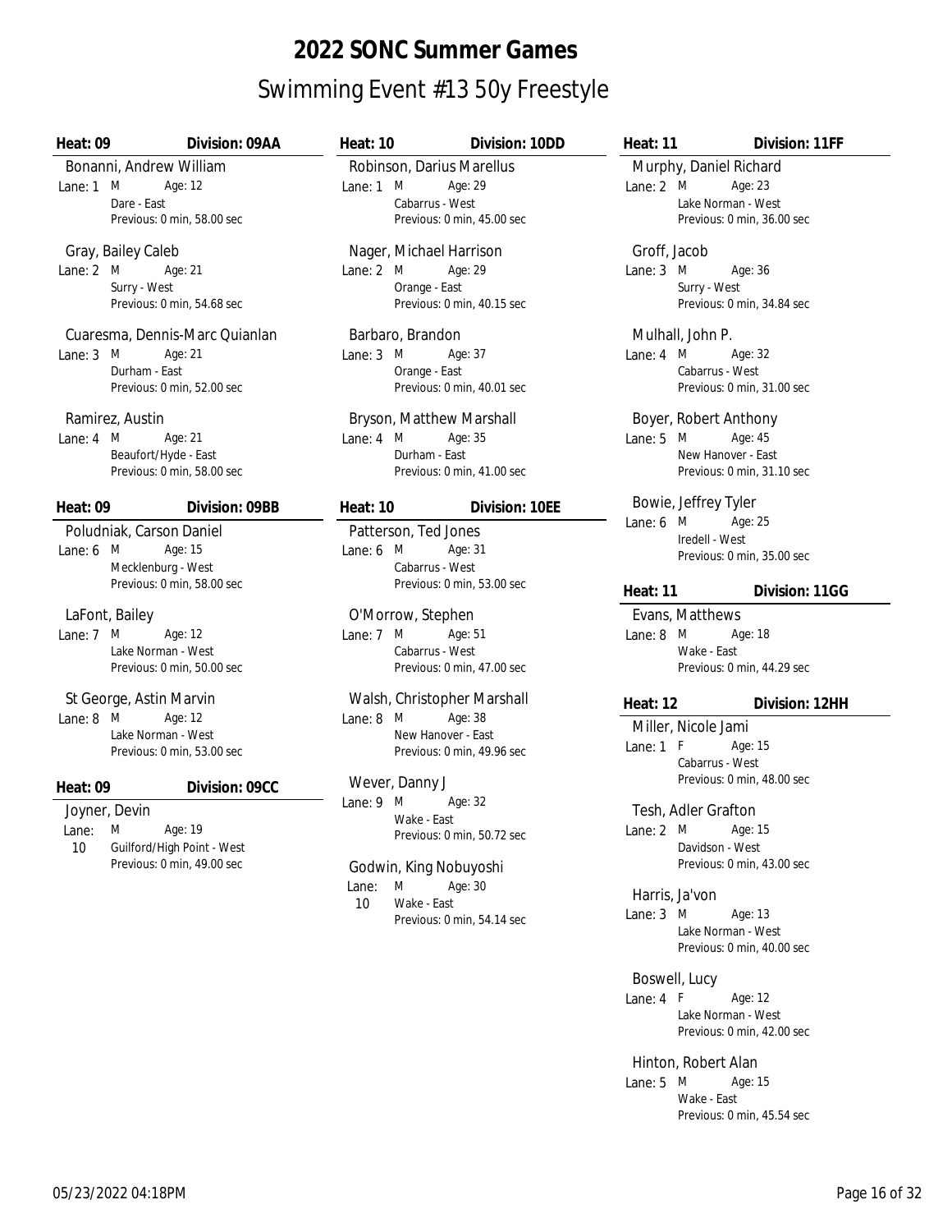# 2022 SONC Summer Games

## Swimming Event #13 50y Freestyle

### Heat: 09 — Division: 09AA

Bonanni, Andrew William
Lane: 1 M Age: 12
Dare - East
Previous: 0 min, 58.00 sec

Gray, Bailey Caleb
Lane: 2 M Age: 21
Surry - West
Previous: 0 min, 54.68 sec

Cuaresma, Dennis-Marc Quianlan
Lane: 3 M Age: 21
Durham - East
Previous: 0 min, 52.00 sec

Ramirez, Austin
Lane: 4 M Age: 21
Beaufort/Hyde - East
Previous: 0 min, 58.00 sec

### Heat: 09 — Division: 09BB

Poludniak, Carson Daniel
Lane: 6 M Age: 15
Mecklenburg - West
Previous: 0 min, 58.00 sec

LaFont, Bailey
Lane: 7 M Age: 12
Lake Norman - West
Previous: 0 min, 50.00 sec

St George, Astin Marvin
Lane: 8 M Age: 12
Lake Norman - West
Previous: 0 min, 53.00 sec

### Heat: 09 — Division: 09CC

Joyner, Devin
Lane: 10 M Age: 19
Guilford/High Point - West
Previous: 0 min, 49.00 sec

### Heat: 10 — Division: 10DD

Robinson, Darius Marellus
Lane: 1 M Age: 29
Cabarrus - West
Previous: 0 min, 45.00 sec

Nager, Michael Harrison
Lane: 2 M Age: 29
Orange - East
Previous: 0 min, 40.15 sec

Barbaro, Brandon
Lane: 3 M Age: 37
Orange - East
Previous: 0 min, 40.01 sec

Bryson, Matthew Marshall
Lane: 4 M Age: 35
Durham - East
Previous: 0 min, 41.00 sec

### Heat: 10 — Division: 10EE

Patterson, Ted Jones
Lane: 6 M Age: 31
Cabarrus - West
Previous: 0 min, 53.00 sec

O'Morrow, Stephen
Lane: 7 M Age: 51
Cabarrus - West
Previous: 0 min, 47.00 sec

Walsh, Christopher Marshall
Lane: 8 M Age: 38
New Hanover - East
Previous: 0 min, 49.96 sec

Wever, Danny J
Lane: 9 M Age: 32
Wake - East
Previous: 0 min, 50.72 sec

Godwin, King Nobuyoshi
Lane: 10 M Age: 30
Wake - East
Previous: 0 min, 54.14 sec

### Heat: 11 — Division: 11FF

Murphy, Daniel Richard
Lane: 2 M Age: 23
Lake Norman - West
Previous: 0 min, 36.00 sec

Groff, Jacob
Lane: 3 M Age: 36
Surry - West
Previous: 0 min, 34.84 sec

Mulhall, John P.
Lane: 4 M Age: 32
Cabarrus - West
Previous: 0 min, 31.00 sec

Boyer, Robert Anthony
Lane: 5 M Age: 45
New Hanover - East
Previous: 0 min, 31.10 sec

Bowie, Jeffrey Tyler
Lane: 6 M Age: 25
Iredell - West
Previous: 0 min, 35.00 sec

### Heat: 11 — Division: 11GG

Evans, Matthews
Lane: 8 M Age: 18
Wake - East
Previous: 0 min, 44.29 sec

### Heat: 12 — Division: 12HH

Miller, Nicole Jami
Lane: 1 F Age: 15
Cabarrus - West
Previous: 0 min, 48.00 sec

Tesh, Adler Grafton
Lane: 2 M Age: 15
Davidson - West
Previous: 0 min, 43.00 sec

Harris, Ja'von
Lane: 3 M Age: 13
Lake Norman - West
Previous: 0 min, 40.00 sec

Boswell, Lucy
Lane: 4 F Age: 12
Lake Norman - West
Previous: 0 min, 42.00 sec

Hinton, Robert Alan
Lane: 5 M Age: 15
Wake - East
Previous: 0 min, 45.54 sec

05/23/2022 04:18PM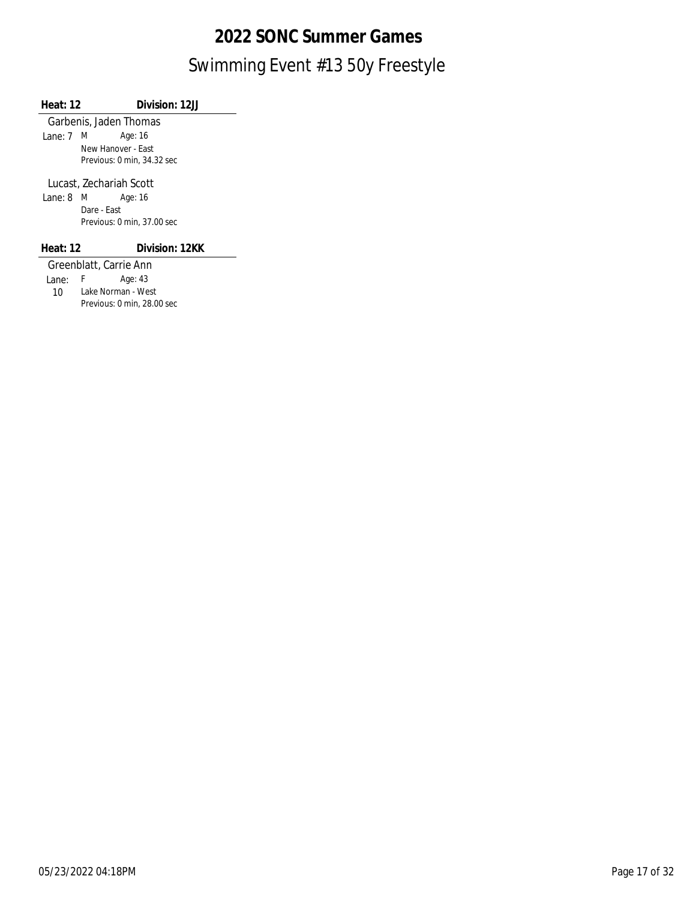# 2022 SONC Summer Games

## Swimming Event #13 50y Freestyle

**Heat: 12** **Division: 12JJ**

Garbenis, Jaden Thomas
Lane: 7 M Age: 16
New Hanover - East
Previous: 0 min, 34.32 sec

Lucast, Zechariah Scott
Lane: 8 M Age: 16
Dare - East
Previous: 0 min, 37.00 sec

**Heat: 12** **Division: 12KK**

Greenblatt, Carrie Ann
Lane: 10 F Age: 43
Lake Norman - West
Previous: 0 min, 28.00 sec

05/23/2022 04:18PM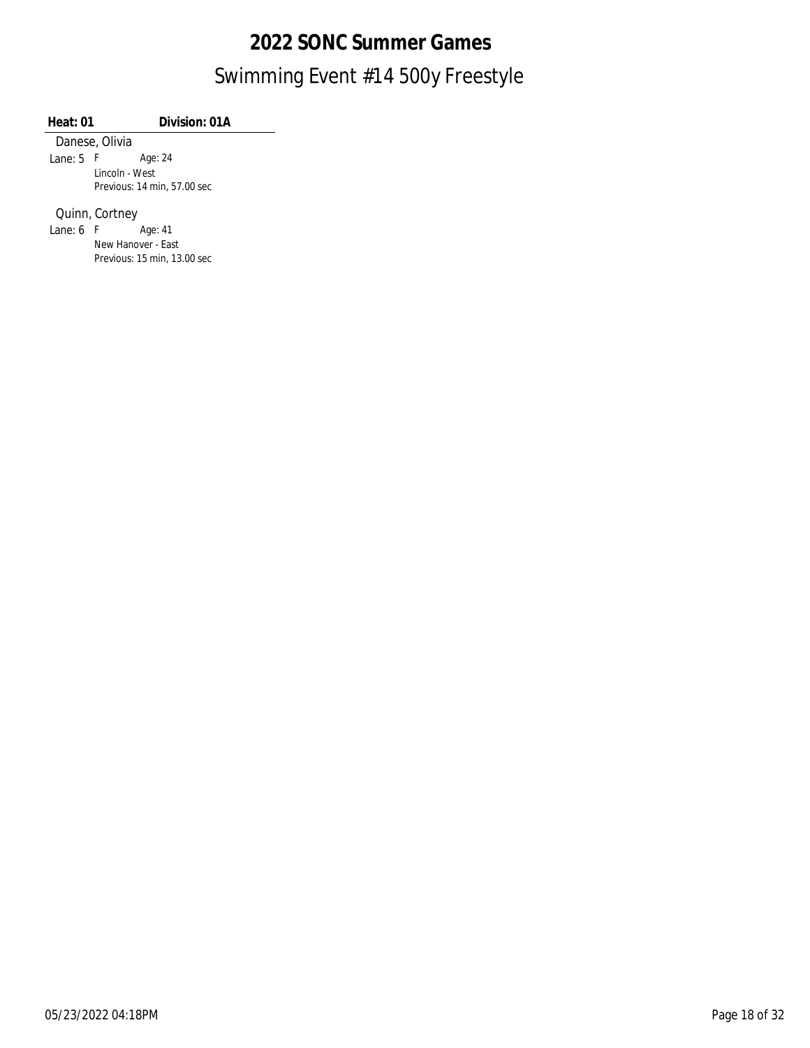# 2022 SONC Summer Games

## Swimming Event #14 500y Freestyle

**Heat: 01** **Division: 01A**

Danese, Olivia
Lane: 5 F Age: 24
Lincoln - West
Previous: 14 min, 57.00 sec

Quinn, Cortney
Lane: 6 F Age: 41
New Hanover - East
Previous: 15 min, 13.00 sec

05/23/2022 04:18PM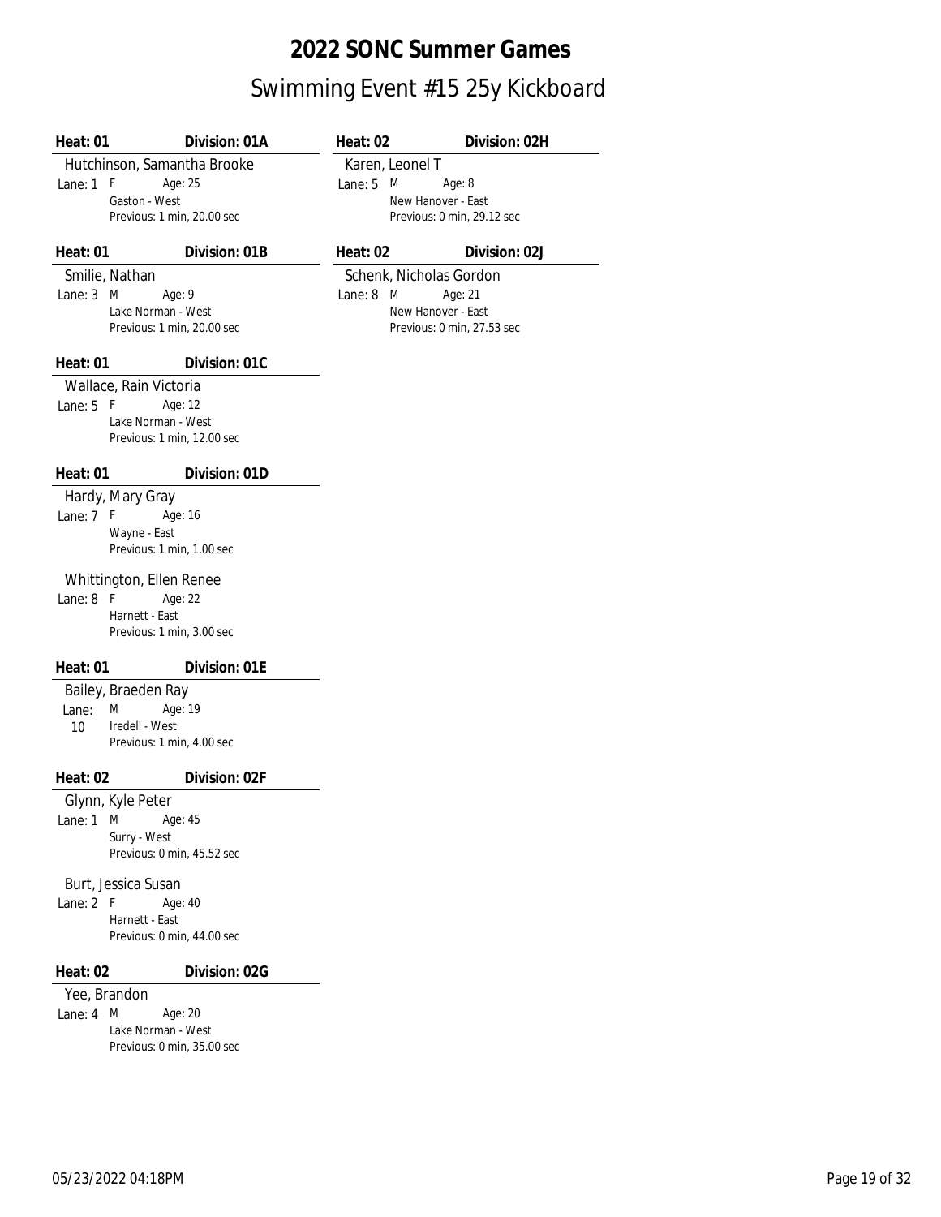# 2022 SONC Summer Games

## Swimming Event #15 25y Kickboard

**Heat: 01** **Division: 01A**

Hutchinson, Samantha Brooke
Lane: 1 F Age: 25
Gaston - West
Previous: 1 min, 20.00 sec

**Heat: 01** **Division: 01B**

Smilie, Nathan
Lane: 3 M Age: 9
Lake Norman - West
Previous: 1 min, 20.00 sec

**Heat: 01** **Division: 01C**

Wallace, Rain Victoria
Lane: 5 F Age: 12
Lake Norman - West
Previous: 1 min, 12.00 sec

**Heat: 01** **Division: 01D**

Hardy, Mary Gray
Lane: 7 F Age: 16
Wayne - East
Previous: 1 min, 1.00 sec

Whittington, Ellen Renee
Lane: 8 F Age: 22
Harnett - East
Previous: 1 min, 3.00 sec

**Heat: 01** **Division: 01E**

Bailey, Braeden Ray
Lane: 10 M Age: 19
Iredell - West
Previous: 1 min, 4.00 sec

**Heat: 02** **Division: 02F**

Glynn, Kyle Peter
Lane: 1 M Age: 45
Surry - West
Previous: 0 min, 45.52 sec

Burt, Jessica Susan
Lane: 2 F Age: 40
Harnett - East
Previous: 0 min, 44.00 sec

**Heat: 02** **Division: 02G**

Yee, Brandon
Lane: 4 M Age: 20
Lake Norman - West
Previous: 0 min, 35.00 sec

**Heat: 02** **Division: 02H**

Karen, Leonel T
Lane: 5 M Age: 8
New Hanover - East
Previous: 0 min, 29.12 sec

**Heat: 02** **Division: 02J**

Schenk, Nicholas Gordon
Lane: 8 M Age: 21
New Hanover - East
Previous: 0 min, 27.53 sec

05/23/2022 04:18PM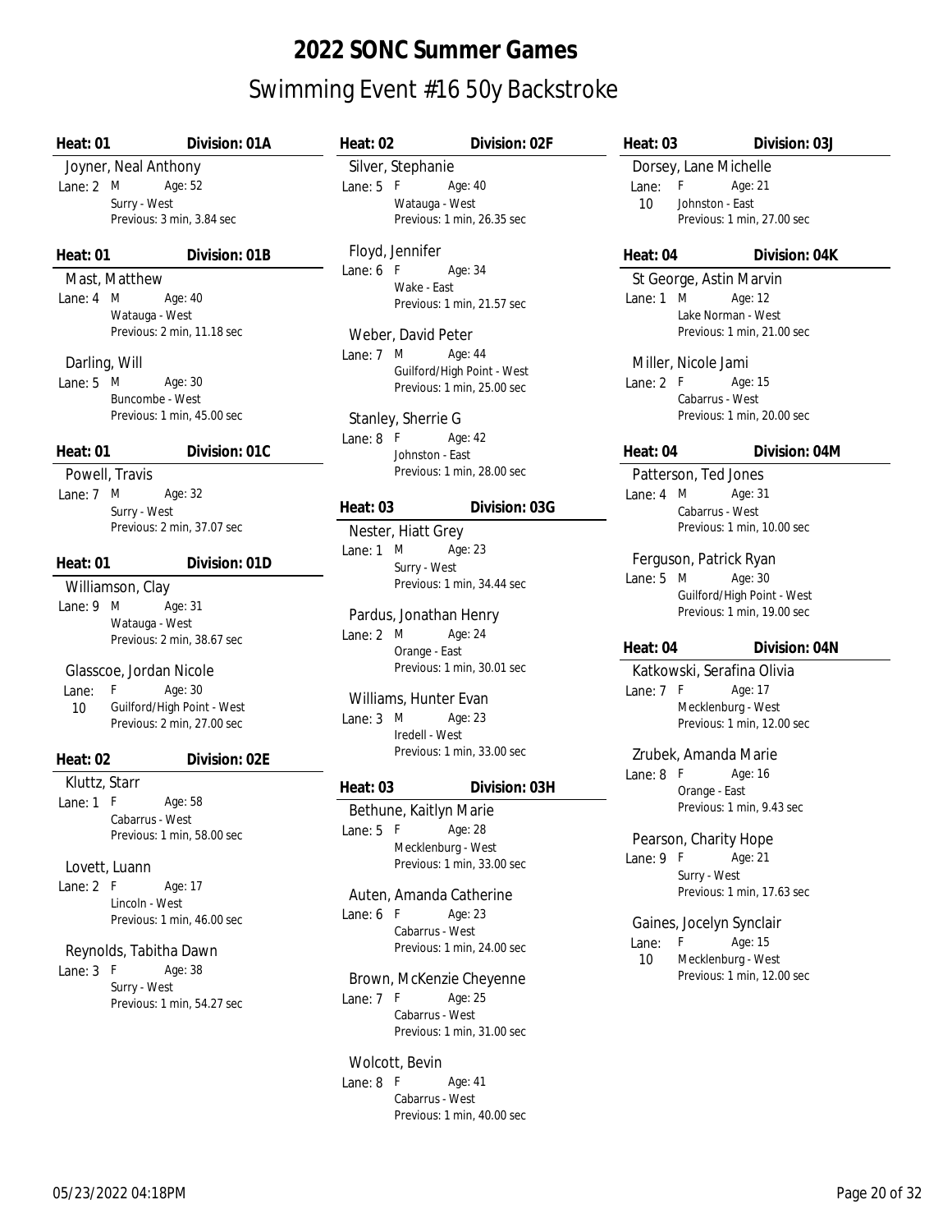# 2022 SONC Summer Games

## Swimming Event #16 50y Backstroke

**Heat: 01** **Division: 01A**

Joyner, Neal Anthony
Lane: 2 M Age: 52
Surry - West
Previous: 3 min, 3.84 sec

**Heat: 01** **Division: 01B**

Mast, Matthew
Lane: 4 M Age: 40
Watauga - West
Previous: 2 min, 11.18 sec

Darling, Will
Lane: 5 M Age: 30
Buncombe - West
Previous: 1 min, 45.00 sec

**Heat: 01** **Division: 01C**

Powell, Travis
Lane: 7 M Age: 32
Surry - West
Previous: 2 min, 37.07 sec

**Heat: 01** **Division: 01D**

Williamson, Clay
Lane: 9 M Age: 31
Watauga - West
Previous: 2 min, 38.67 sec

Glasscoe, Jordan Nicole
Lane: 10 F Age: 30
Guilford/High Point - West
Previous: 2 min, 27.00 sec

**Heat: 02** **Division: 02E**

Kluttz, Starr
Lane: 1 F Age: 58
Cabarrus - West
Previous: 1 min, 58.00 sec

Lovett, Luann
Lane: 2 F Age: 17
Lincoln - West
Previous: 1 min, 46.00 sec

Reynolds, Tabitha Dawn
Lane: 3 F Age: 38
Surry - West
Previous: 1 min, 54.27 sec

**Heat: 02** **Division: 02F**

Silver, Stephanie
Lane: 5 F Age: 40
Watauga - West
Previous: 1 min, 26.35 sec

Floyd, Jennifer
Lane: 6 F Age: 34
Wake - East
Previous: 1 min, 21.57 sec

Weber, David Peter
Lane: 7 M Age: 44
Guilford/High Point - West
Previous: 1 min, 25.00 sec

Stanley, Sherrie G
Lane: 8 F Age: 42
Johnston - East
Previous: 1 min, 28.00 sec

**Heat: 03** **Division: 03G**

Nester, Hiatt Grey
Lane: 1 M Age: 23
Surry - West
Previous: 1 min, 34.44 sec

Pardus, Jonathan Henry
Lane: 2 M Age: 24
Orange - East
Previous: 1 min, 30.01 sec

Williams, Hunter Evan
Lane: 3 M Age: 23
Iredell - West
Previous: 1 min, 33.00 sec

**Heat: 03** **Division: 03H**

Bethune, Kaitlyn Marie
Lane: 5 F Age: 28
Mecklenburg - West
Previous: 1 min, 33.00 sec

Auten, Amanda Catherine
Lane: 6 F Age: 23
Cabarrus - West
Previous: 1 min, 24.00 sec

Brown, McKenzie Cheyenne
Lane: 7 F Age: 25
Cabarrus - West
Previous: 1 min, 31.00 sec

Wolcott, Bevin
Lane: 8 F Age: 41
Cabarrus - West
Previous: 1 min, 40.00 sec

**Heat: 03** **Division: 03J**

Dorsey, Lane Michelle
Lane: 10 F Age: 21
Johnston - East
Previous: 1 min, 27.00 sec

**Heat: 04** **Division: 04K**

St George, Astin Marvin
Lane: 1 M Age: 12
Lake Norman - West
Previous: 1 min, 21.00 sec

Miller, Nicole Jami
Lane: 2 F Age: 15
Cabarrus - West
Previous: 1 min, 20.00 sec

**Heat: 04** **Division: 04M**

Patterson, Ted Jones
Lane: 4 M Age: 31
Cabarrus - West
Previous: 1 min, 10.00 sec

Ferguson, Patrick Ryan
Lane: 5 M Age: 30
Guilford/High Point - West
Previous: 1 min, 19.00 sec

**Heat: 04** **Division: 04N**

Katkowski, Serafina Olivia
Lane: 7 F Age: 17
Mecklenburg - West
Previous: 1 min, 12.00 sec

Zrubek, Amanda Marie
Lane: 8 F Age: 16
Orange - East
Previous: 1 min, 9.43 sec

Pearson, Charity Hope
Lane: 9 F Age: 21
Surry - West
Previous: 1 min, 17.63 sec

Gaines, Jocelyn Synclair
Lane: 10 F Age: 15
Mecklenburg - West
Previous: 1 min, 12.00 sec

05/23/2022 04:18PM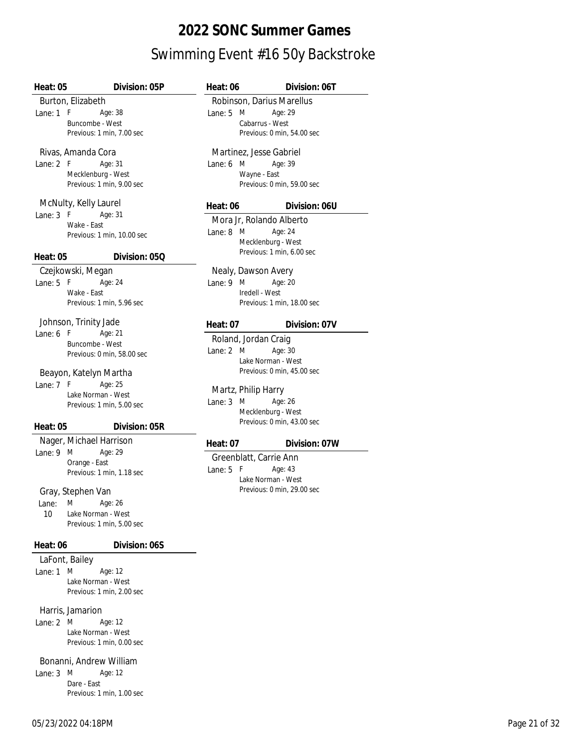# 2022 SONC Summer Games

## Swimming Event #16 50y Backstroke

**Heat: 05 — Division: 05P**

Burton, Elizabeth
Lane: 1 F Age: 38
Buncombe - West
Previous: 1 min, 7.00 sec

Rivas, Amanda Cora
Lane: 2 F Age: 31
Mecklenburg - West
Previous: 1 min, 9.00 sec

McNulty, Kelly Laurel
Lane: 3 F Age: 31
Wake - East
Previous: 1 min, 10.00 sec

**Heat: 05 — Division: 05Q**

Czejkowski, Megan
Lane: 5 F Age: 24
Wake - East
Previous: 1 min, 5.96 sec

Johnson, Trinity Jade
Lane: 6 F Age: 21
Buncombe - West
Previous: 0 min, 58.00 sec

Beayon, Katelyn Martha
Lane: 7 F Age: 25
Lake Norman - West
Previous: 1 min, 5.00 sec

**Heat: 05 — Division: 05R**

Nager, Michael Harrison
Lane: 9 M Age: 29
Orange - East
Previous: 1 min, 1.18 sec

Gray, Stephen Van
Lane: 10 M Age: 26
Lake Norman - West
Previous: 1 min, 5.00 sec

**Heat: 06 — Division: 06S**

LaFont, Bailey
Lane: 1 M Age: 12
Lake Norman - West
Previous: 1 min, 2.00 sec

Harris, Jamarion
Lane: 2 M Age: 12
Lake Norman - West
Previous: 1 min, 0.00 sec

Bonanni, Andrew William
Lane: 3 M Age: 12
Dare - East
Previous: 1 min, 1.00 sec

**Heat: 06 — Division: 06T**

Robinson, Darius Marellus
Lane: 5 M Age: 29
Cabarrus - West
Previous: 0 min, 54.00 sec

Martinez, Jesse Gabriel
Lane: 6 M Age: 39
Wayne - East
Previous: 0 min, 59.00 sec

**Heat: 06 — Division: 06U**

Mora Jr, Rolando Alberto
Lane: 8 M Age: 24
Mecklenburg - West
Previous: 1 min, 6.00 sec

Nealy, Dawson Avery
Lane: 9 M Age: 20
Iredell - West
Previous: 1 min, 18.00 sec

**Heat: 07 — Division: 07V**

Roland, Jordan Craig
Lane: 2 M Age: 30
Lake Norman - West
Previous: 0 min, 45.00 sec

Martz, Philip Harry
Lane: 3 M Age: 26
Mecklenburg - West
Previous: 0 min, 43.00 sec

**Heat: 07 — Division: 07W**

Greenblatt, Carrie Ann
Lane: 5 F Age: 43
Lake Norman - West
Previous: 0 min, 29.00 sec

05/23/2022 04:18PM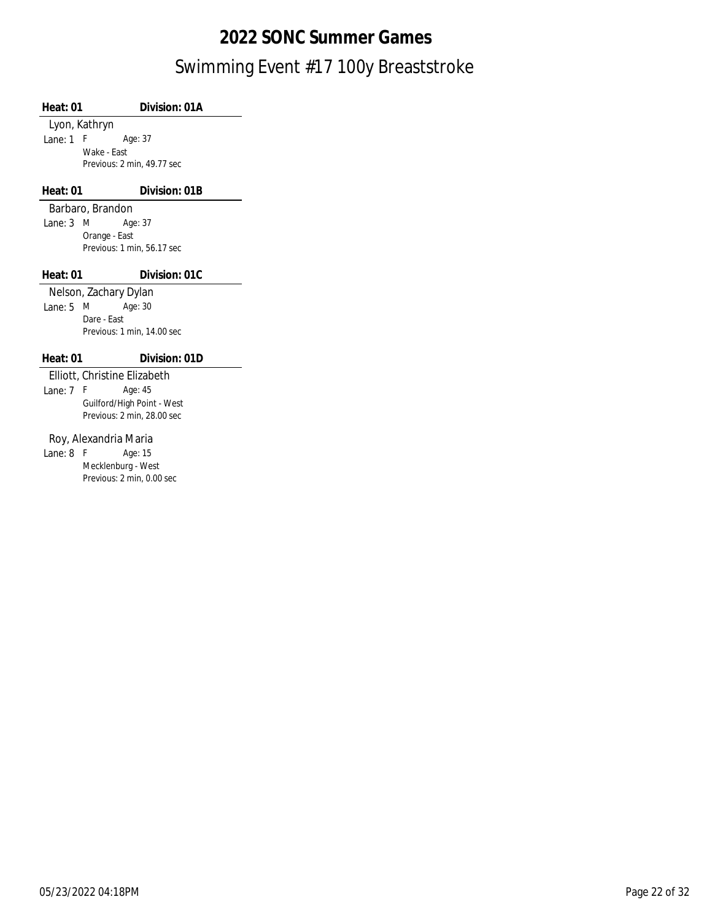# 2022 SONC Summer Games

## Swimming Event #17 100y Breaststroke

**Heat: 01** **Division: 01A**

Lyon, Kathryn
Lane: 1 F Age: 37
Wake - East
Previous: 2 min, 49.77 sec

**Heat: 01** **Division: 01B**

Barbaro, Brandon
Lane: 3 M Age: 37
Orange - East
Previous: 1 min, 56.17 sec

**Heat: 01** **Division: 01C**

Nelson, Zachary Dylan
Lane: 5 M Age: 30
Dare - East
Previous: 1 min, 14.00 sec

**Heat: 01** **Division: 01D**

Elliott, Christine Elizabeth
Lane: 7 F Age: 45
Guilford/High Point - West
Previous: 2 min, 28.00 sec

Roy, Alexandria Maria
Lane: 8 F Age: 15
Mecklenburg - West
Previous: 2 min, 0.00 sec

05/23/2022 04:18PM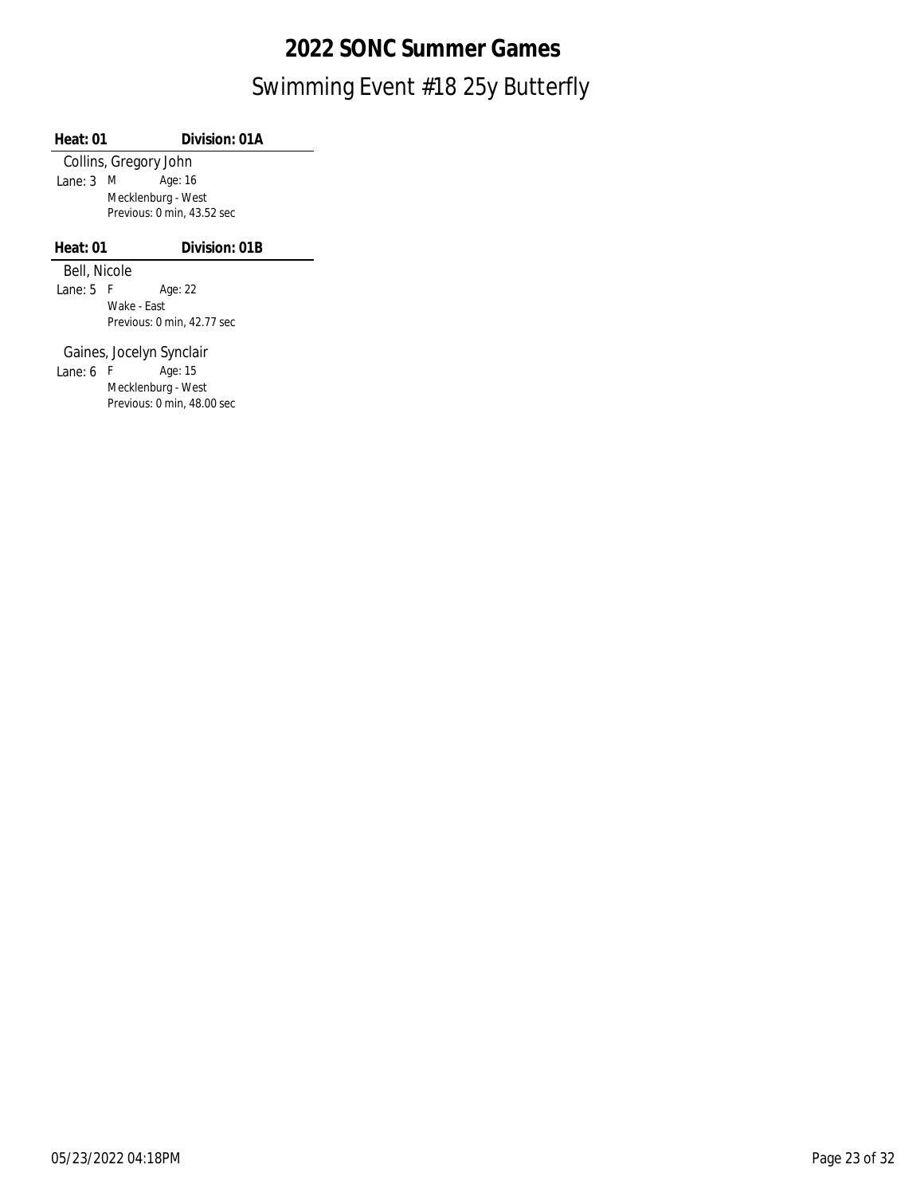# 2022 SONC Summer Games

## Swimming Event #18 25y Butterfly

**Heat: 01** **Division: 01A**

Collins, Gregory John
Lane: 3 M Age: 16
Mecklenburg - West
Previous: 0 min, 43.52 sec

**Heat: 01** **Division: 01B**

Bell, Nicole
Lane: 5 F Age: 22
Wake - East
Previous: 0 min, 42.77 sec

Gaines, Jocelyn Synclair
Lane: 6 F Age: 15
Mecklenburg - West
Previous: 0 min, 48.00 sec

05/23/2022 04:18PM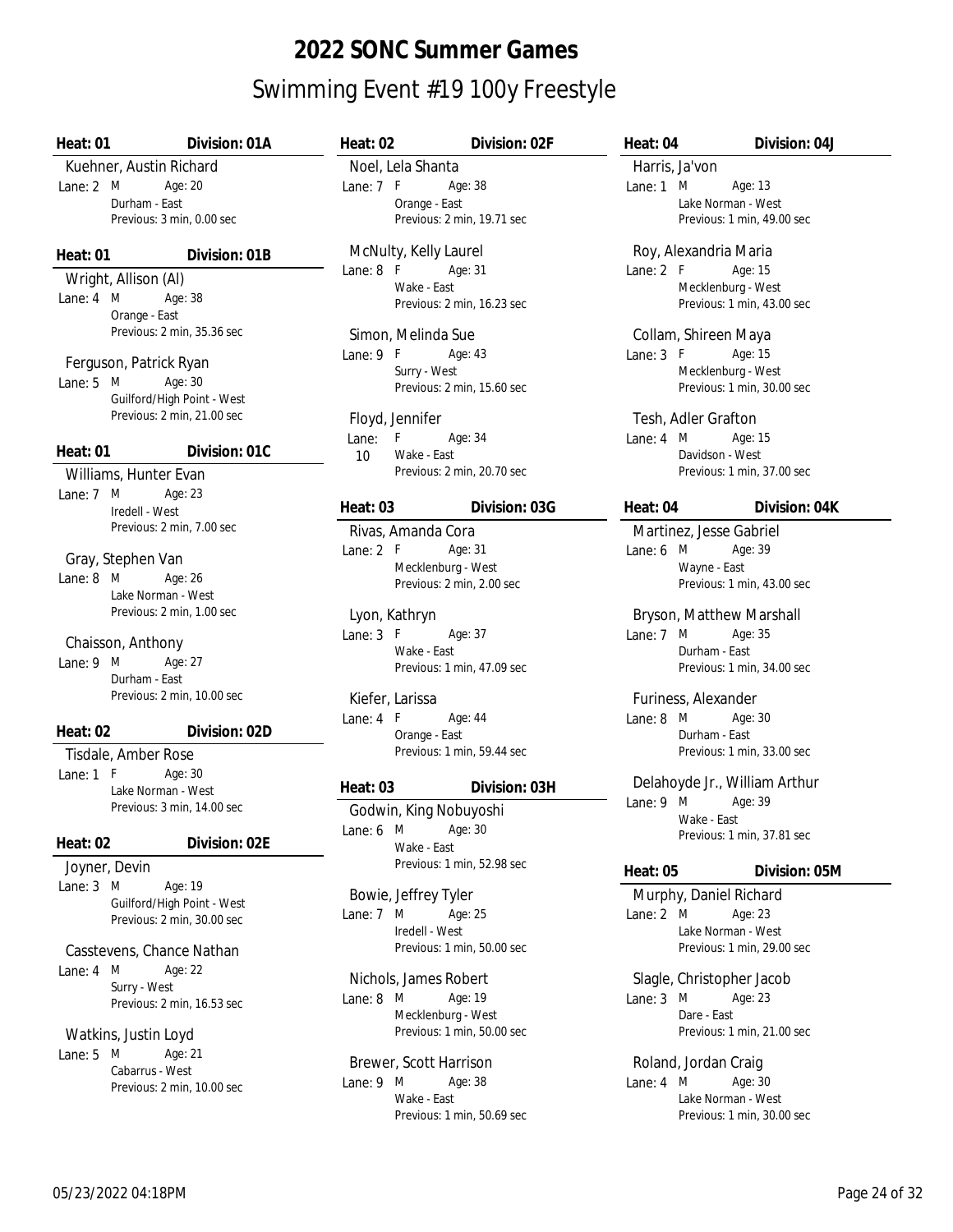# 2022 SONC Summer Games

## Swimming Event #19 100y Freestyle

**Heat: 01 Division: 01A**

Kuehner, Austin Richard
Lane: 2 M Age: 20
Durham - East
Previous: 3 min, 0.00 sec

**Heat: 01 Division: 01B**

Wright, Allison (Al)
Lane: 4 M Age: 38
Orange - East
Previous: 2 min, 35.36 sec

Ferguson, Patrick Ryan
Lane: 5 M Age: 30
Guilford/High Point - West
Previous: 2 min, 21.00 sec

**Heat: 01 Division: 01C**

Williams, Hunter Evan
Lane: 7 M Age: 23
Iredell - West
Previous: 2 min, 7.00 sec

Gray, Stephen Van
Lane: 8 M Age: 26
Lake Norman - West
Previous: 2 min, 1.00 sec

Chaisson, Anthony
Lane: 9 M Age: 27
Durham - East
Previous: 2 min, 10.00 sec

**Heat: 02 Division: 02D**

Tisdale, Amber Rose
Lane: 1 F Age: 30
Lake Norman - West
Previous: 3 min, 14.00 sec

**Heat: 02 Division: 02E**

Joyner, Devin
Lane: 3 M Age: 19
Guilford/High Point - West
Previous: 2 min, 30.00 sec

Casstevens, Chance Nathan
Lane: 4 M Age: 22
Surry - West
Previous: 2 min, 16.53 sec

Watkins, Justin Loyd
Lane: 5 M Age: 21
Cabarrus - West
Previous: 2 min, 10.00 sec

**Heat: 02 Division: 02F**

Noel, Lela Shanta
Lane: 7 F Age: 38
Orange - East
Previous: 2 min, 19.71 sec

McNulty, Kelly Laurel
Lane: 8 F Age: 31
Wake - East
Previous: 2 min, 16.23 sec

Simon, Melinda Sue
Lane: 9 F Age: 43
Surry - West
Previous: 2 min, 15.60 sec

Floyd, Jennifer
Lane: 10 F Age: 34
Wake - East
Previous: 2 min, 20.70 sec

**Heat: 03 Division: 03G**

Rivas, Amanda Cora
Lane: 2 F Age: 31
Mecklenburg - West
Previous: 2 min, 2.00 sec

Lyon, Kathryn
Lane: 3 F Age: 37
Wake - East
Previous: 1 min, 47.09 sec

Kiefer, Larissa
Lane: 4 F Age: 44
Orange - East
Previous: 1 min, 59.44 sec

**Heat: 03 Division: 03H**

Godwin, King Nobuyoshi
Lane: 6 M Age: 30
Wake - East
Previous: 1 min, 52.98 sec

Bowie, Jeffrey Tyler
Lane: 7 M Age: 25
Iredell - West
Previous: 1 min, 50.00 sec

Nichols, James Robert
Lane: 8 M Age: 19
Mecklenburg - West
Previous: 1 min, 50.00 sec

Brewer, Scott Harrison
Lane: 9 M Age: 38
Wake - East
Previous: 1 min, 50.69 sec

**Heat: 04 Division: 04J**

Harris, Ja'von
Lane: 1 M Age: 13
Lake Norman - West
Previous: 1 min, 49.00 sec

Roy, Alexandria Maria
Lane: 2 F Age: 15
Mecklenburg - West
Previous: 1 min, 43.00 sec

Collam, Shireen Maya
Lane: 3 F Age: 15
Mecklenburg - West
Previous: 1 min, 30.00 sec

Tesh, Adler Grafton
Lane: 4 M Age: 15
Davidson - West
Previous: 1 min, 37.00 sec

**Heat: 04 Division: 04K**

Martinez, Jesse Gabriel
Lane: 6 M Age: 39
Wayne - East
Previous: 1 min, 43.00 sec

Bryson, Matthew Marshall
Lane: 7 M Age: 35
Durham - East
Previous: 1 min, 34.00 sec

Furiness, Alexander
Lane: 8 M Age: 30
Durham - East
Previous: 1 min, 33.00 sec

Delahoyde Jr., William Arthur
Lane: 9 M Age: 39
Wake - East
Previous: 1 min, 37.81 sec

**Heat: 05 Division: 05M**

Murphy, Daniel Richard
Lane: 2 M Age: 23
Lake Norman - West
Previous: 1 min, 29.00 sec

Slagle, Christopher Jacob
Lane: 3 M Age: 23
Dare - East
Previous: 1 min, 21.00 sec

Roland, Jordan Craig
Lane: 4 M Age: 30
Lake Norman - West
Previous: 1 min, 30.00 sec

05/23/2022 04:18PM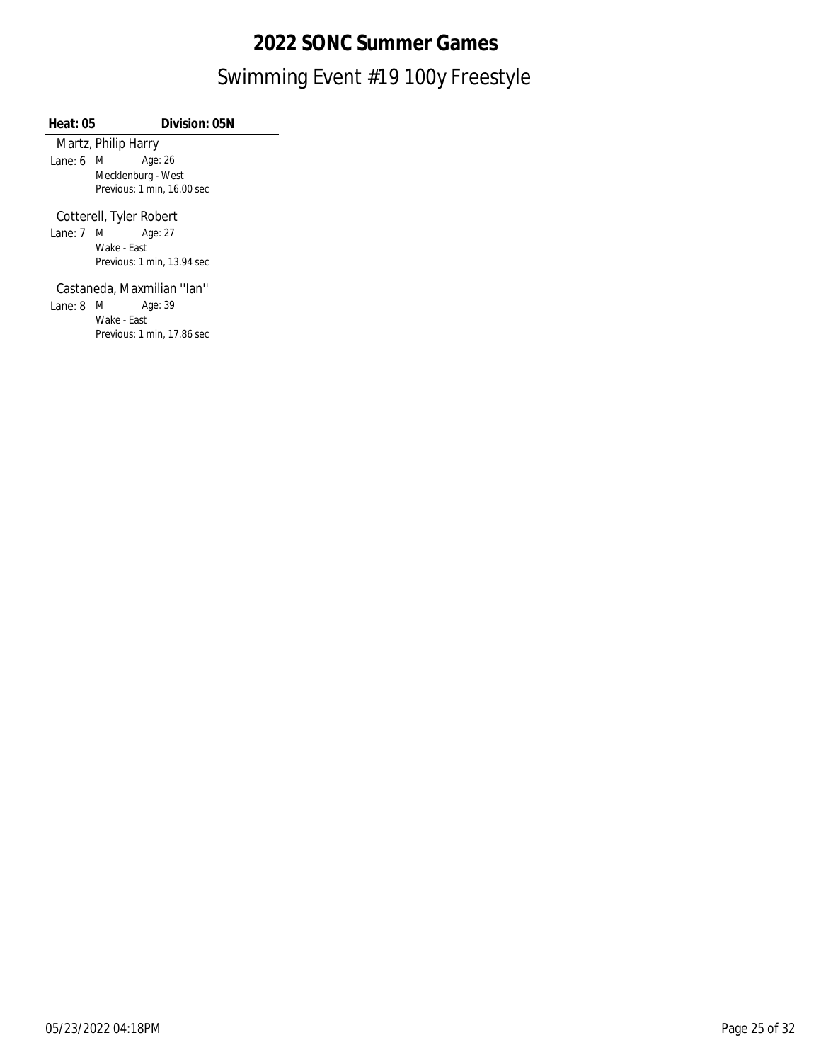# 2022 SONC Summer Games

## Swimming Event #19 100y Freestyle

**Heat: 05** **Division: 05N**

Martz, Philip Harry
Lane: 6 M Age: 26
Mecklenburg - West
Previous: 1 min, 16.00 sec

Cotterell, Tyler Robert
Lane: 7 M Age: 27
Wake - East
Previous: 1 min, 13.94 sec

Castaneda, Maxmilian ''Ian''
Lane: 8 M Age: 39
Wake - East
Previous: 1 min, 17.86 sec

05/23/2022 04:18PM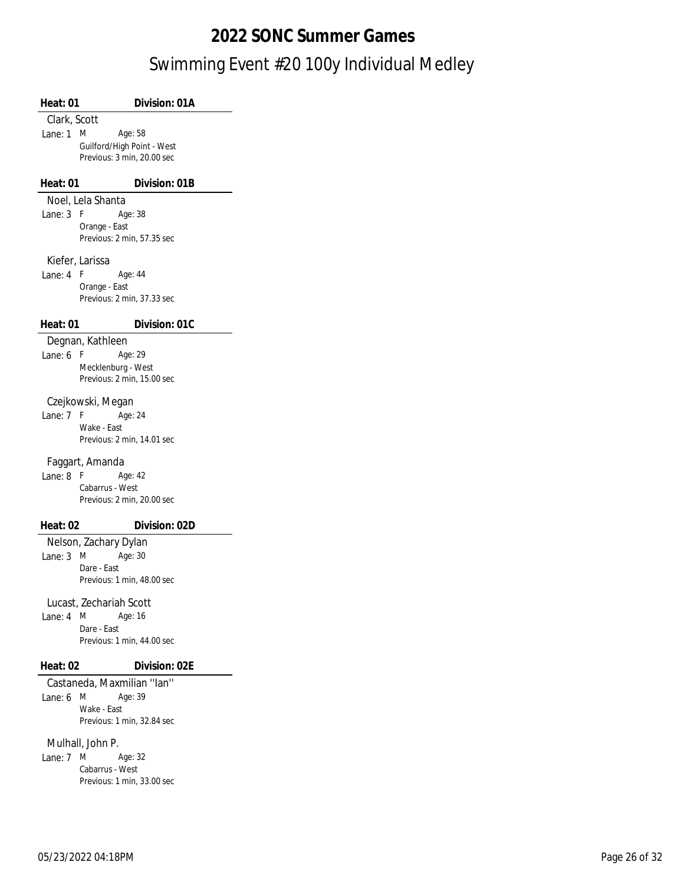# 2022 SONC Summer Games

## Swimming Event #20 100y Individual Medley

**Heat: 01** **Division: 01A**

Clark, Scott
Lane: 1 M Age: 58
Guilford/High Point - West
Previous: 3 min, 20.00 sec

**Heat: 01** **Division: 01B**

Noel, Lela Shanta
Lane: 3 F Age: 38
Orange - East
Previous: 2 min, 57.35 sec

Kiefer, Larissa
Lane: 4 F Age: 44
Orange - East
Previous: 2 min, 37.33 sec

**Heat: 01** **Division: 01C**

Degnan, Kathleen
Lane: 6 F Age: 29
Mecklenburg - West
Previous: 2 min, 15.00 sec

Czejkowski, Megan
Lane: 7 F Age: 24
Wake - East
Previous: 2 min, 14.01 sec

Faggart, Amanda
Lane: 8 F Age: 42
Cabarrus - West
Previous: 2 min, 20.00 sec

**Heat: 02** **Division: 02D**

Nelson, Zachary Dylan
Lane: 3 M Age: 30
Dare - East
Previous: 1 min, 48.00 sec

Lucast, Zechariah Scott
Lane: 4 M Age: 16
Dare - East
Previous: 1 min, 44.00 sec

**Heat: 02** **Division: 02E**

Castaneda, Maxmilian ''Ian''
Lane: 6 M Age: 39
Wake - East
Previous: 1 min, 32.84 sec

Mulhall, John P.
Lane: 7 M Age: 32
Cabarrus - West
Previous: 1 min, 33.00 sec

05/23/2022 04:18PM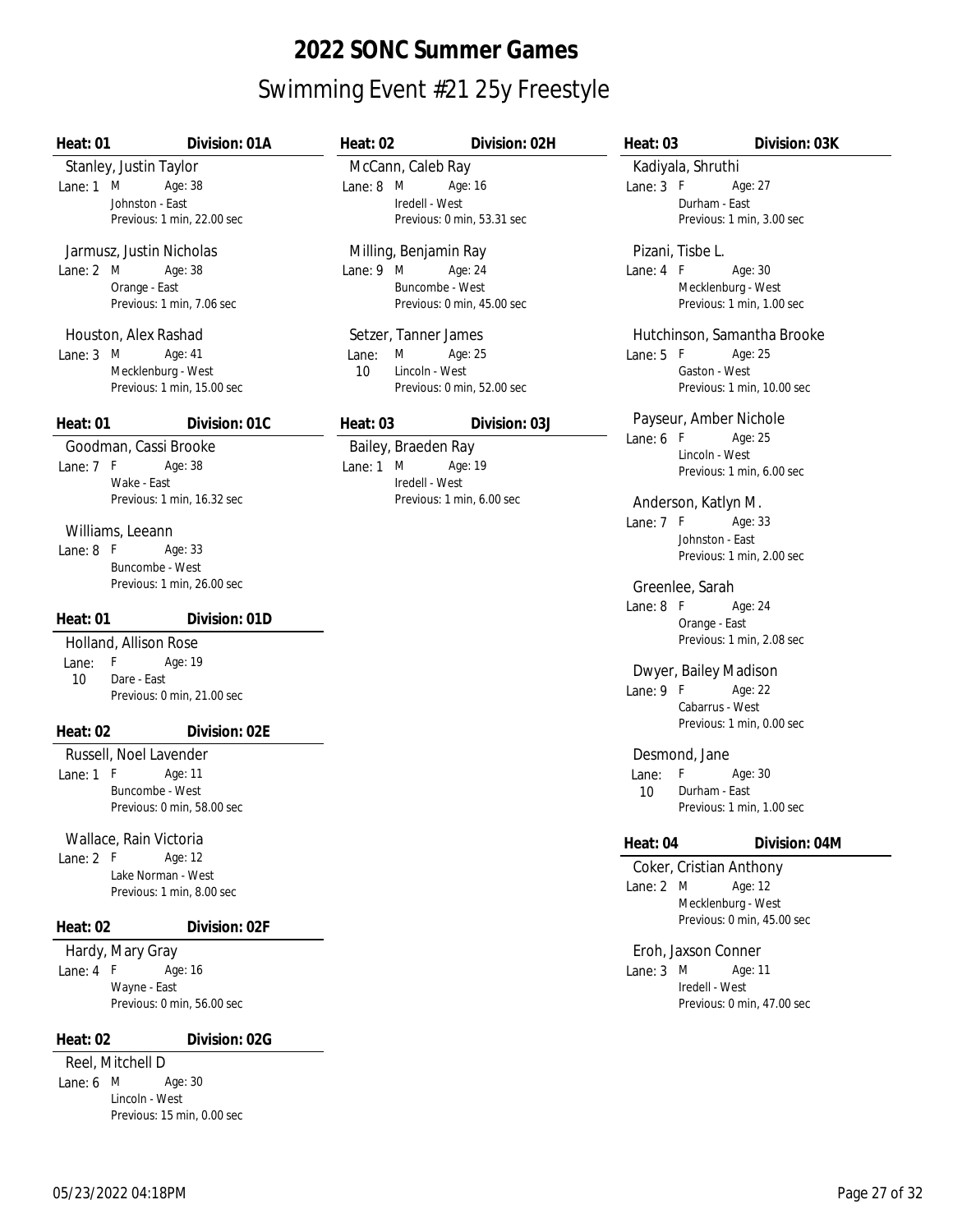# 2022 SONC Summer Games

## Swimming Event #21 25y Freestyle

### Heat: 01 Division: 01A

Stanley, Justin Taylor
Lane: 1 M Age: 38
Johnston - East
Previous: 1 min, 22.00 sec

Jarmusz, Justin Nicholas
Lane: 2 M Age: 38
Orange - East
Previous: 1 min, 7.06 sec

Houston, Alex Rashad
Lane: 3 M Age: 41
Mecklenburg - West
Previous: 1 min, 15.00 sec

### Heat: 01 Division: 01C

Goodman, Cassi Brooke
Lane: 7 F Age: 38
Wake - East
Previous: 1 min, 16.32 sec

Williams, Leeann
Lane: 8 F Age: 33
Buncombe - West
Previous: 1 min, 26.00 sec

### Heat: 01 Division: 01D

Holland, Allison Rose
Lane: 10 F Age: 19
Dare - East
Previous: 0 min, 21.00 sec

### Heat: 02 Division: 02E

Russell, Noel Lavender
Lane: 1 F Age: 11
Buncombe - West
Previous: 0 min, 58.00 sec

Wallace, Rain Victoria
Lane: 2 F Age: 12
Lake Norman - West
Previous: 1 min, 8.00 sec

### Heat: 02 Division: 02F

Hardy, Mary Gray
Lane: 4 F Age: 16
Wayne - East
Previous: 0 min, 56.00 sec

### Heat: 02 Division: 02G

Reel, Mitchell D
Lane: 6 M Age: 30
Lincoln - West
Previous: 15 min, 0.00 sec

### Heat: 02 Division: 02H

McCann, Caleb Ray
Lane: 8 M Age: 16
Iredell - West
Previous: 0 min, 53.31 sec

Milling, Benjamin Ray
Lane: 9 M Age: 24
Buncombe - West
Previous: 0 min, 45.00 sec

Setzer, Tanner James
Lane: 10 M Age: 25
Lincoln - West
Previous: 0 min, 52.00 sec

### Heat: 03 Division: 03J

Bailey, Braeden Ray
Lane: 1 M Age: 19
Iredell - West
Previous: 1 min, 6.00 sec

### Heat: 03 Division: 03K

Kadiyala, Shruthi
Lane: 3 F Age: 27
Durham - East
Previous: 1 min, 3.00 sec

Pizani, Tisbe L.
Lane: 4 F Age: 30
Mecklenburg - West
Previous: 1 min, 1.00 sec

Hutchinson, Samantha Brooke
Lane: 5 F Age: 25
Gaston - West
Previous: 1 min, 10.00 sec

Payseur, Amber Nichole
Lane: 6 F Age: 25
Lincoln - West
Previous: 1 min, 6.00 sec

Anderson, Katlyn M.
Lane: 7 F Age: 33
Johnston - East
Previous: 1 min, 2.00 sec

Greenlee, Sarah
Lane: 8 F Age: 24
Orange - East
Previous: 1 min, 2.08 sec

Dwyer, Bailey Madison
Lane: 9 F Age: 22
Cabarrus - West
Previous: 1 min, 0.00 sec

Desmond, Jane
Lane: 10 F Age: 30
Durham - East
Previous: 1 min, 1.00 sec

### Heat: 04 Division: 04M

Coker, Cristian Anthony
Lane: 2 M Age: 12
Mecklenburg - West
Previous: 0 min, 45.00 sec

Eroh, Jaxson Conner
Lane: 3 M Age: 11
Iredell - West
Previous: 0 min, 47.00 sec

05/23/2022 04:18PM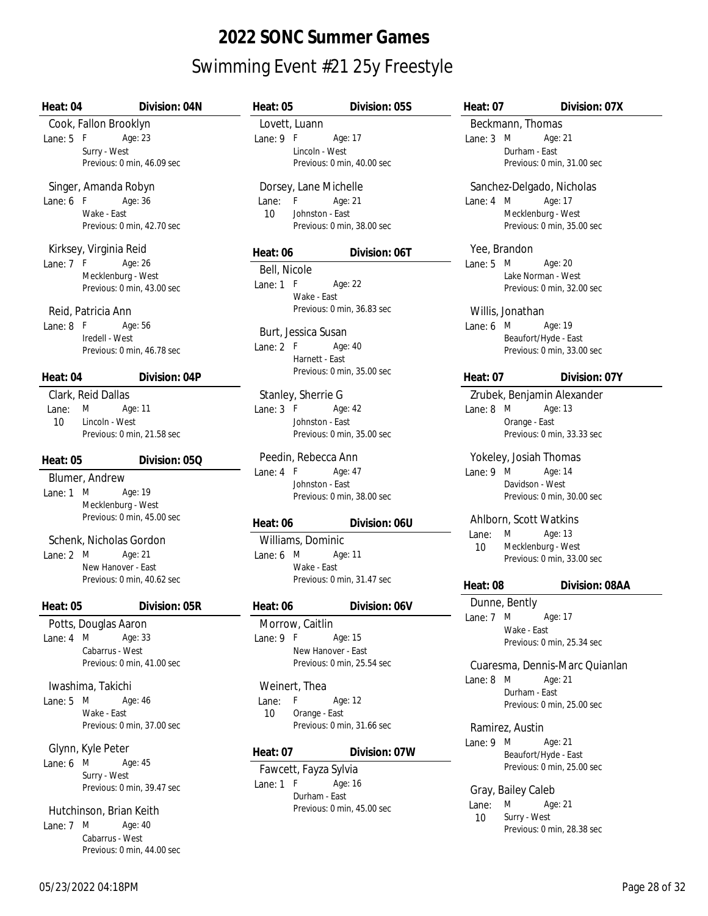# 2022 SONC Summer Games

## Swimming Event #21 25y Freestyle

### Heat: 04 — Division: 04N

Cook, Fallon Brooklyn
Lane: 5 F Age: 23
Surry - West
Previous: 0 min, 46.09 sec

Singer, Amanda Robyn
Lane: 6 F Age: 36
Wake - East
Previous: 0 min, 42.70 sec

Kirksey, Virginia Reid
Lane: 7 F Age: 26
Mecklenburg - West
Previous: 0 min, 43.00 sec

Reid, Patricia Ann
Lane: 8 F Age: 56
Iredell - West
Previous: 0 min, 46.78 sec

### Heat: 04 — Division: 04P

Clark, Reid Dallas
Lane: 10 M Age: 11
Lincoln - West
Previous: 0 min, 21.58 sec

### Heat: 05 — Division: 05Q

Blumer, Andrew
Lane: 1 M Age: 19
Mecklenburg - West
Previous: 0 min, 45.00 sec

Schenk, Nicholas Gordon
Lane: 2 M Age: 21
New Hanover - East
Previous: 0 min, 40.62 sec

### Heat: 05 — Division: 05R

Potts, Douglas Aaron
Lane: 4 M Age: 33
Cabarrus - West
Previous: 0 min, 41.00 sec

Iwashima, Takichi
Lane: 5 M Age: 46
Wake - East
Previous: 0 min, 37.00 sec

Glynn, Kyle Peter
Lane: 6 M Age: 45
Surry - West
Previous: 0 min, 39.47 sec

Hutchinson, Brian Keith
Lane: 7 M Age: 40
Cabarrus - West
Previous: 0 min, 44.00 sec

### Heat: 05 — Division: 05S

Lovett, Luann
Lane: 9 F Age: 17
Lincoln - West
Previous: 0 min, 40.00 sec

Dorsey, Lane Michelle
Lane: 10 F Age: 21
Johnston - East
Previous: 0 min, 38.00 sec

### Heat: 06 — Division: 06T

Bell, Nicole
Lane: 1 F Age: 22
Wake - East
Previous: 0 min, 36.83 sec

Burt, Jessica Susan
Lane: 2 F Age: 40
Harnett - East
Previous: 0 min, 35.00 sec

Stanley, Sherrie G
Lane: 3 F Age: 42
Johnston - East
Previous: 0 min, 35.00 sec

Peedin, Rebecca Ann
Lane: 4 F Age: 47
Johnston - East
Previous: 0 min, 38.00 sec

### Heat: 06 — Division: 06U

Williams, Dominic
Lane: 6 M Age: 11
Wake - East
Previous: 0 min, 31.47 sec

### Heat: 06 — Division: 06V

Morrow, Caitlin
Lane: 9 F Age: 15
New Hanover - East
Previous: 0 min, 25.54 sec

Weinert, Thea
Lane: 10 F Age: 12
Orange - East
Previous: 0 min, 31.66 sec

### Heat: 07 — Division: 07W

Fawcett, Fayza Sylvia
Lane: 1 F Age: 16
Durham - East
Previous: 0 min, 45.00 sec

### Heat: 07 — Division: 07X

Beckmann, Thomas
Lane: 3 M Age: 21
Durham - East
Previous: 0 min, 31.00 sec

Sanchez-Delgado, Nicholas
Lane: 4 M Age: 17
Mecklenburg - West
Previous: 0 min, 35.00 sec

Yee, Brandon
Lane: 5 M Age: 20
Lake Norman - West
Previous: 0 min, 32.00 sec

Willis, Jonathan
Lane: 6 M Age: 19
Beaufort/Hyde - East
Previous: 0 min, 33.00 sec

### Heat: 07 — Division: 07Y

Zrubek, Benjamin Alexander
Lane: 8 M Age: 13
Orange - East
Previous: 0 min, 33.33 sec

Yokeley, Josiah Thomas
Lane: 9 M Age: 14
Davidson - West
Previous: 0 min, 30.00 sec

Ahlborn, Scott Watkins
Lane: 10 M Age: 13
Mecklenburg - West
Previous: 0 min, 33.00 sec

### Heat: 08 — Division: 08AA

Dunne, Bently
Lane: 7 M Age: 17
Wake - East
Previous: 0 min, 25.34 sec

Cuaresma, Dennis-Marc Quianlan
Lane: 8 M Age: 21
Durham - East
Previous: 0 min, 25.00 sec

Ramirez, Austin
Lane: 9 M Age: 21
Beaufort/Hyde - East
Previous: 0 min, 25.00 sec

Gray, Bailey Caleb
Lane: 10 M Age: 21
Surry - West
Previous: 0 min, 28.38 sec

05/23/2022 04:18PM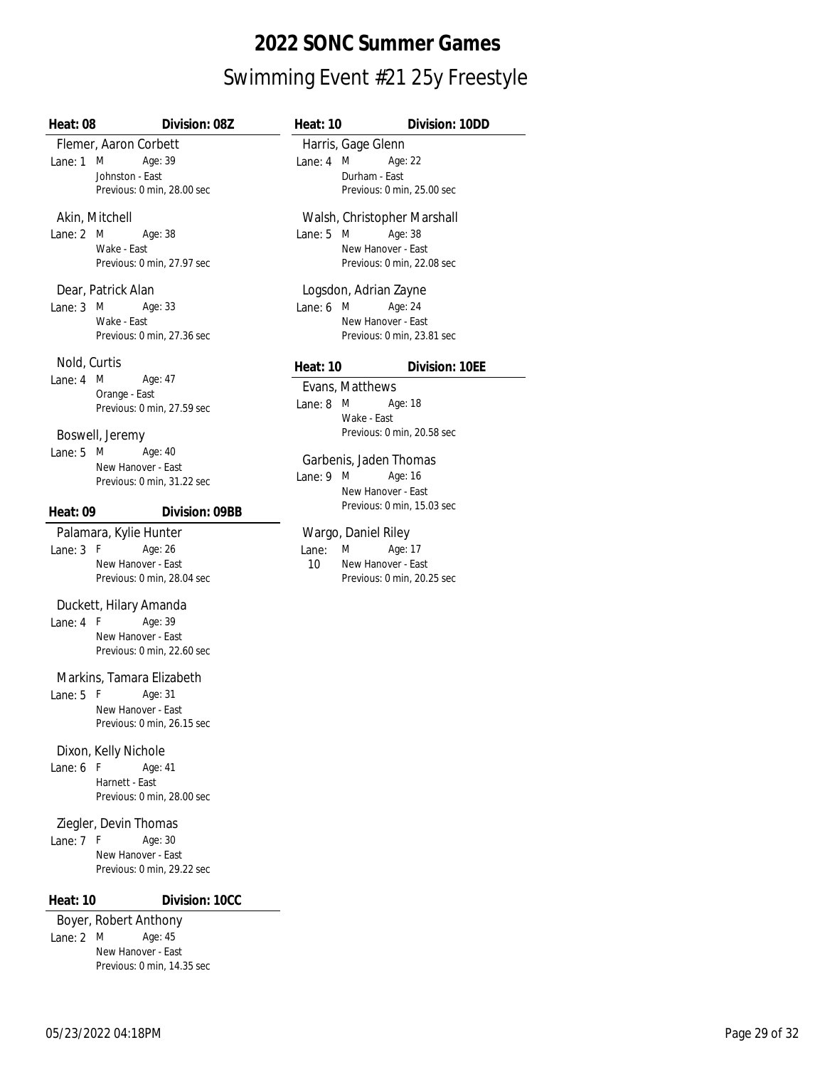# 2022 SONC Summer Games

## Swimming Event #21 25y Freestyle

**Heat: 08** **Division: 08Z**

Flemer, Aaron Corbett
Lane: 1 M Age: 39
Johnston - East
Previous: 0 min, 28.00 sec

Akin, Mitchell
Lane: 2 M Age: 38
Wake - East
Previous: 0 min, 27.97 sec

Dear, Patrick Alan
Lane: 3 M Age: 33
Wake - East
Previous: 0 min, 27.36 sec

Nold, Curtis
Lane: 4 M Age: 47
Orange - East
Previous: 0 min, 27.59 sec

Boswell, Jeremy
Lane: 5 M Age: 40
New Hanover - East
Previous: 0 min, 31.22 sec

**Heat: 09** **Division: 09BB**

Palamara, Kylie Hunter
Lane: 3 F Age: 26
New Hanover - East
Previous: 0 min, 28.04 sec

Duckett, Hilary Amanda
Lane: 4 F Age: 39
New Hanover - East
Previous: 0 min, 22.60 sec

Markins, Tamara Elizabeth
Lane: 5 F Age: 31
New Hanover - East
Previous: 0 min, 26.15 sec

Dixon, Kelly Nichole
Lane: 6 F Age: 41
Harnett - East
Previous: 0 min, 28.00 sec

Ziegler, Devin Thomas
Lane: 7 F Age: 30
New Hanover - East
Previous: 0 min, 29.22 sec

**Heat: 10** **Division: 10CC**

Boyer, Robert Anthony
Lane: 2 M Age: 45
New Hanover - East
Previous: 0 min, 14.35 sec

**Heat: 10** **Division: 10DD**

Harris, Gage Glenn
Lane: 4 M Age: 22
Durham - East
Previous: 0 min, 25.00 sec

Walsh, Christopher Marshall
Lane: 5 M Age: 38
New Hanover - East
Previous: 0 min, 22.08 sec

Logsdon, Adrian Zayne
Lane: 6 M Age: 24
New Hanover - East
Previous: 0 min, 23.81 sec

**Heat: 10** **Division: 10EE**

Evans, Matthews
Lane: 8 M Age: 18
Wake - East
Previous: 0 min, 20.58 sec

Garbenis, Jaden Thomas
Lane: 9 M Age: 16
New Hanover - East
Previous: 0 min, 15.03 sec

Wargo, Daniel Riley
Lane: 10 M Age: 17
New Hanover - East
Previous: 0 min, 20.25 sec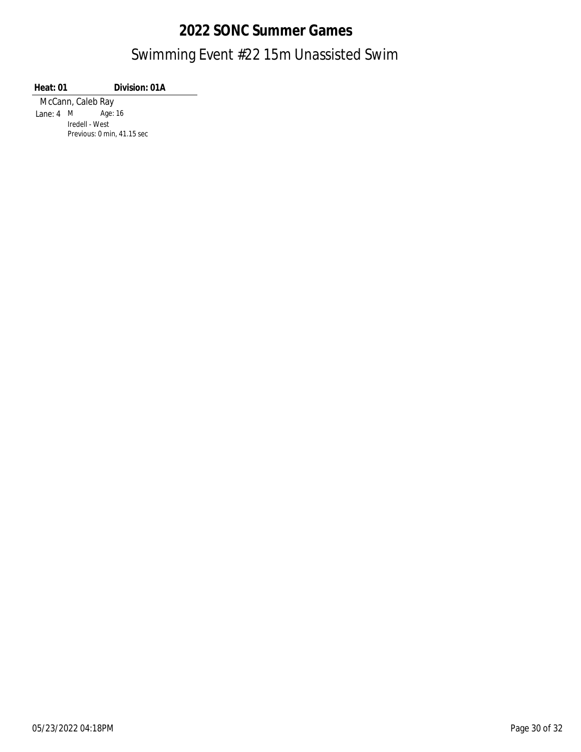# 2022 SONC Summer Games

## Swimming Event #22 15m Unassisted Swim

**Heat: 01** **Division: 01A**

McCann, Caleb Ray

Lane: 4 M Age: 16

Iredell - West

Previous: 0 min, 41.15 sec

05/23/2022 04:18PM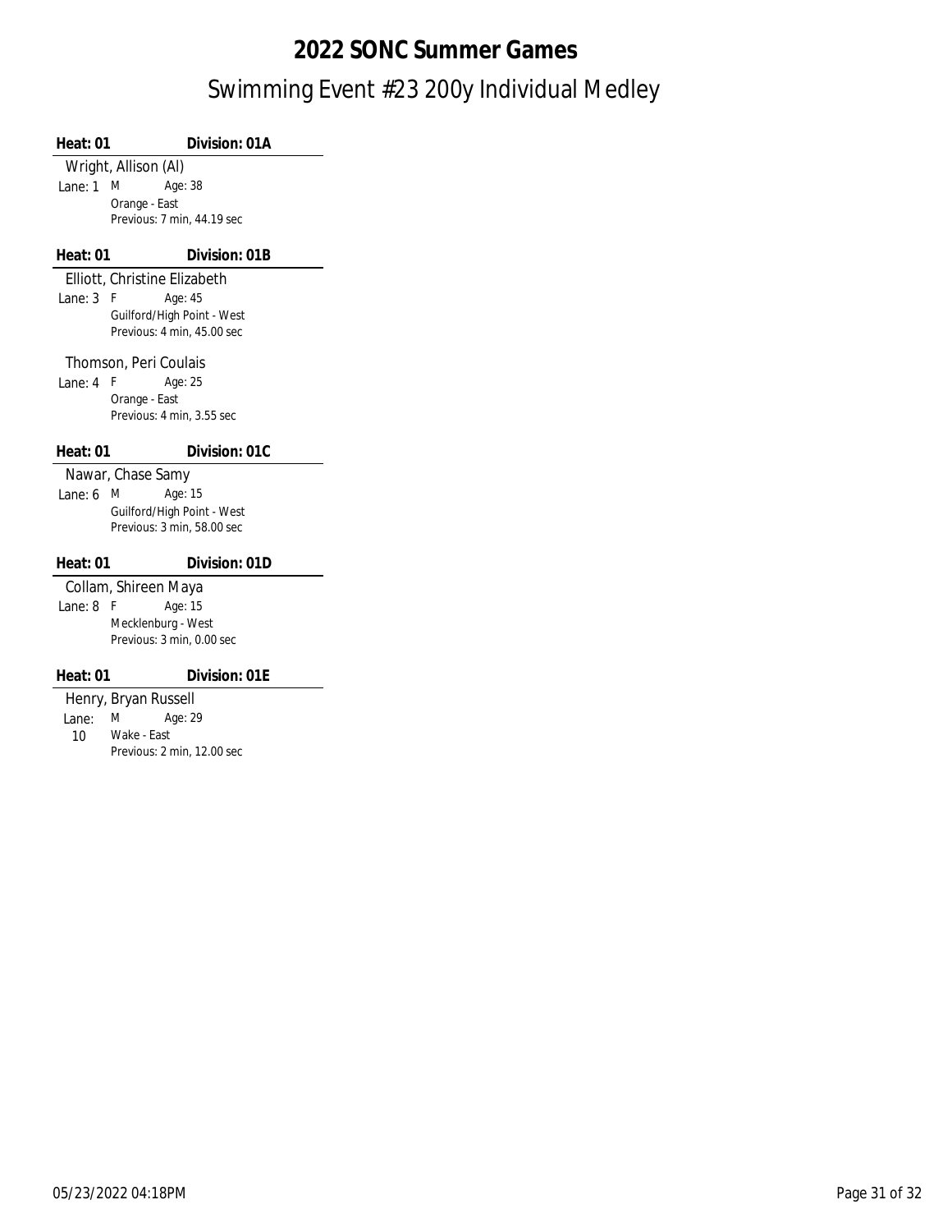# 2022 SONC Summer Games

## Swimming Event #23 200y Individual Medley

**Heat: 01** **Division: 01A**

Wright, Allison (Al)
Lane: 1 M Age: 38
Orange - East
Previous: 7 min, 44.19 sec

**Heat: 01** **Division: 01B**

Elliott, Christine Elizabeth
Lane: 3 F Age: 45
Guilford/High Point - West
Previous: 4 min, 45.00 sec

Thomson, Peri Coulais
Lane: 4 F Age: 25
Orange - East
Previous: 4 min, 3.55 sec

**Heat: 01** **Division: 01C**

Nawar, Chase Samy
Lane: 6 M Age: 15
Guilford/High Point - West
Previous: 3 min, 58.00 sec

**Heat: 01** **Division: 01D**

Collam, Shireen Maya
Lane: 8 F Age: 15
Mecklenburg - West
Previous: 3 min, 0.00 sec

**Heat: 01** **Division: 01E**

Henry, Bryan Russell
Lane: 10 M Age: 29
Wake - East
Previous: 2 min, 12.00 sec

05/23/2022 04:18PM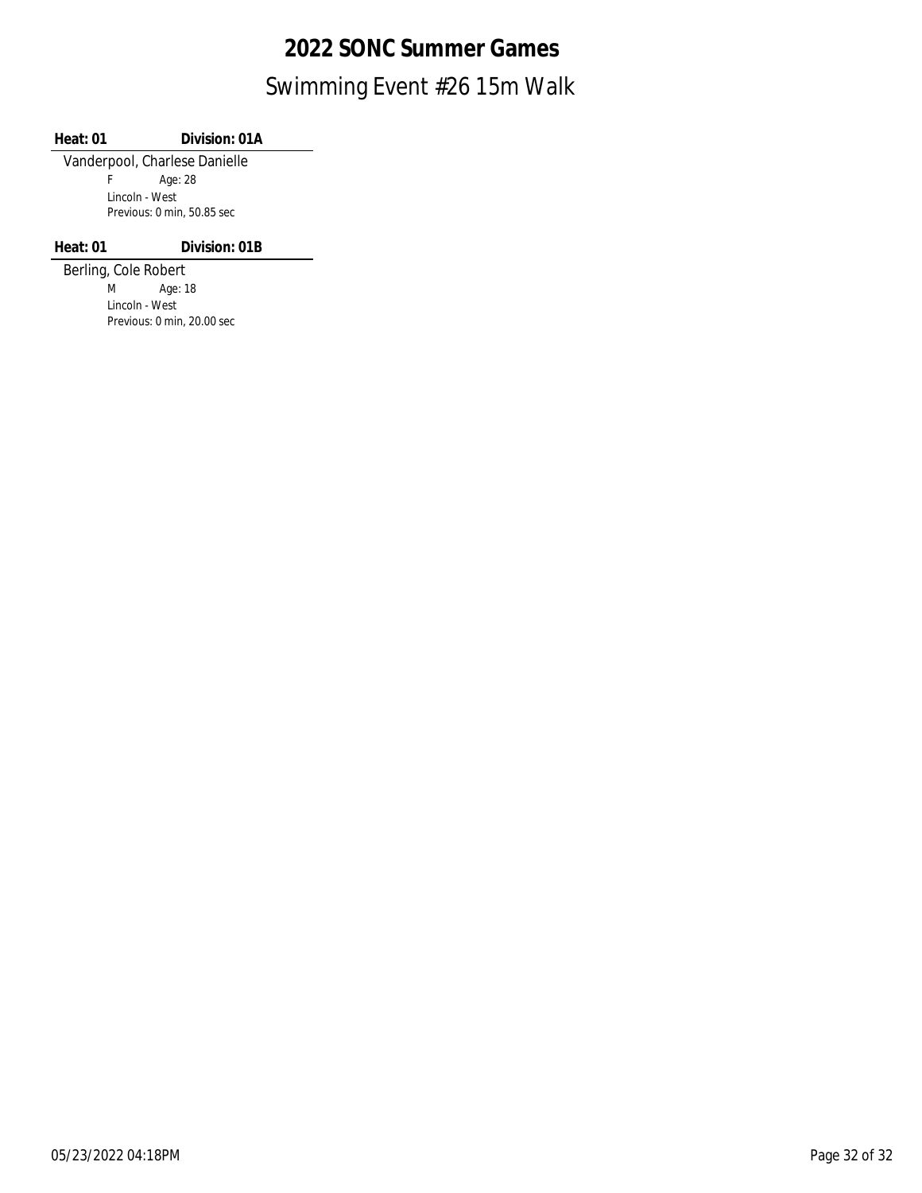# 2022 SONC Summer Games

## Swimming Event #26 15m Walk

**Heat: 01** **Division: 01A**

Vanderpool, Charlese Danielle

F Age: 28

Lincoln - West

Previous: 0 min, 50.85 sec

**Heat: 01** **Division: 01B**

Berling, Cole Robert

M Age: 18

Lincoln - West

Previous: 0 min, 20.00 sec

05/23/2022 04:18PM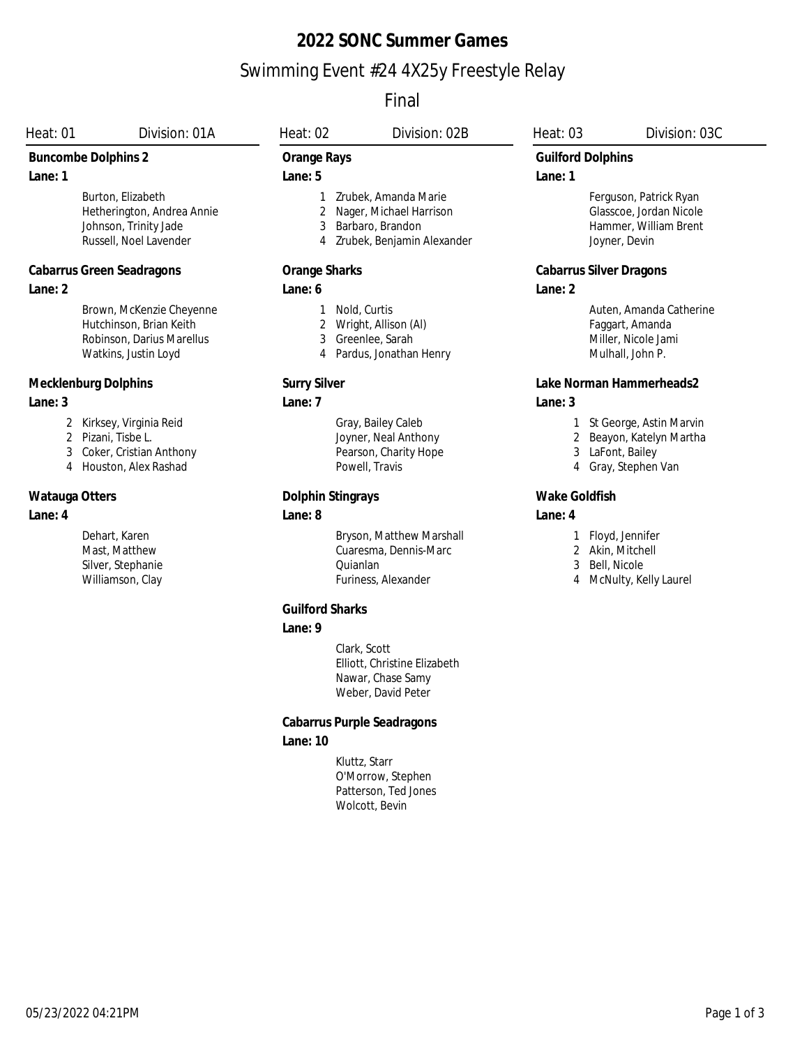# 2022 SONC Summer Games

## Swimming Event #24 4X25y Freestyle Relay

## Final

### Heat: 01 Division: 01A

**Buncombe Dolphins 2**
**Lane: 1**

Burton, Elizabeth
Hetherington, Andrea Annie
Johnson, Trinity Jade
Russell, Noel Lavender

**Cabarrus Green Seadragons**
**Lane: 2**

Brown, McKenzie Cheyenne
Hutchinson, Brian Keith
Robinson, Darius Marellus
Watkins, Justin Loyd

**Mecklenburg Dolphins**
**Lane: 3**

2 Kirksey, Virginia Reid
2 Pizani, Tisbe L.
3 Coker, Cristian Anthony
4 Houston, Alex Rashad

**Watauga Otters**
**Lane: 4**

Dehart, Karen
Mast, Matthew
Silver, Stephanie
Williamson, Clay

### Heat: 02 Division: 02B

**Orange Rays**
**Lane: 5**

1 Zrubek, Amanda Marie
2 Nager, Michael Harrison
3 Barbaro, Brandon
4 Zrubek, Benjamin Alexander

**Orange Sharks**
**Lane: 6**

1 Nold, Curtis
2 Wright, Allison (Al)
3 Greenlee, Sarah
4 Pardus, Jonathan Henry

**Surry Silver**
**Lane: 7**

Gray, Bailey Caleb
Joyner, Neal Anthony
Pearson, Charity Hope
Powell, Travis

**Dolphin Stingrays**
**Lane: 8**

Bryson, Matthew Marshall
Cuaresma, Dennis-Marc
Quianlan
Furiness, Alexander

**Guilford Sharks**
**Lane: 9**

Clark, Scott
Elliott, Christine Elizabeth
Nawar, Chase Samy
Weber, David Peter

**Cabarrus Purple Seadragons**
**Lane: 10**

Kluttz, Starr
O'Morrow, Stephen
Patterson, Ted Jones
Wolcott, Bevin

### Heat: 03 Division: 03C

**Guilford Dolphins**
**Lane: 1**

Ferguson, Patrick Ryan
Glasscoe, Jordan Nicole
Hammer, William Brent
Joyner, Devin

**Cabarrus Silver Dragons**
**Lane: 2**

Auten, Amanda Catherine
Faggart, Amanda
Miller, Nicole Jami
Mulhall, John P.

**Lake Norman Hammerheads2**
**Lane: 3**

1 St George, Astin Marvin
2 Beayon, Katelyn Martha
3 LaFont, Bailey
4 Gray, Stephen Van

**Wake Goldfish**
**Lane: 4**

1 Floyd, Jennifer
2 Akin, Mitchell
3 Bell, Nicole
4 McNulty, Kelly Laurel

05/23/2022 04:21PM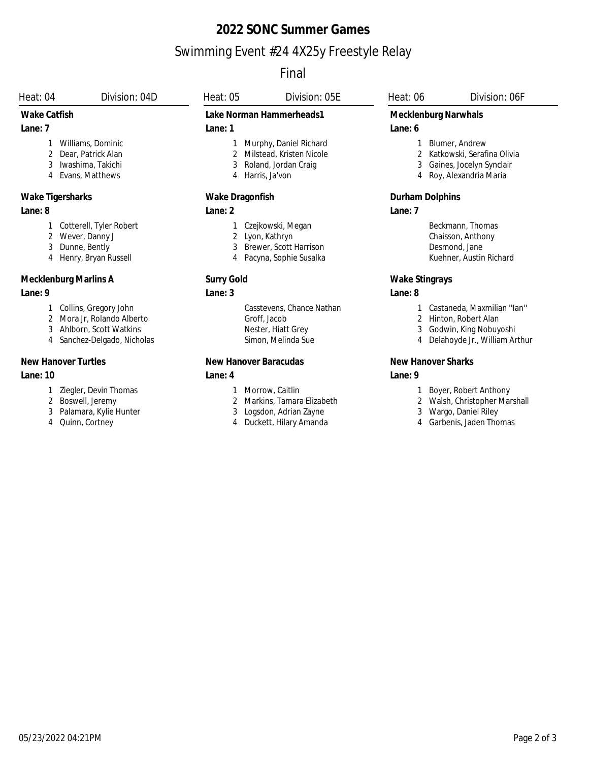# 2022 SONC Summer Games

## Swimming Event #24 4X25y Freestyle Relay

## Final

### Heat: 04 Division: 04D

**Wake Catfish**

**Lane: 7**

1. Williams, Dominic
2. Dear, Patrick Alan
3. Iwashima, Takichi
4. Evans, Matthews

**Wake Tigersharks**

**Lane: 8**

1. Cotterell, Tyler Robert
2. Wever, Danny J
3. Dunne, Bently
4. Henry, Bryan Russell

**Mecklenburg Marlins A**

**Lane: 9**

1. Collins, Gregory John
2. Mora Jr, Rolando Alberto
3. Ahlborn, Scott Watkins
4. Sanchez-Delgado, Nicholas

**New Hanover Turtles**

**Lane: 10**

1. Ziegler, Devin Thomas
2. Boswell, Jeremy
3. Palamara, Kylie Hunter
4. Quinn, Cortney

### Heat: 05 Division: 05E

**Lake Norman Hammerheads1**

**Lane: 1**

1. Murphy, Daniel Richard
2. Milstead, Kristen Nicole
3. Roland, Jordan Craig
4. Harris, Ja'von

**Wake Dragonfish**

**Lane: 2**

1. Czejkowski, Megan
2. Lyon, Kathryn
3. Brewer, Scott Harrison
4. Pacyna, Sophie Susalka

**Surry Gold**

**Lane: 3**

Casstevens, Chance Nathan
Groff, Jacob
Nester, Hiatt Grey
Simon, Melinda Sue

**New Hanover Baracudas**

**Lane: 4**

1. Morrow, Caitlin
2. Markins, Tamara Elizabeth
3. Logsdon, Adrian Zayne
4. Duckett, Hilary Amanda

### Heat: 06 Division: 06F

**Mecklenburg Narwhals**

**Lane: 6**

1. Blumer, Andrew
2. Katkowski, Serafina Olivia
3. Gaines, Jocelyn Synclair
4. Roy, Alexandria Maria

**Durham Dolphins**

**Lane: 7**

Beckmann, Thomas
Chaisson, Anthony
Desmond, Jane
Kuehner, Austin Richard

**Wake Stingrays**

**Lane: 8**

1. Castaneda, Maxmilian ''Ian''
2. Hinton, Robert Alan
3. Godwin, King Nobuyoshi
4. Delahoyde Jr., William Arthur

**New Hanover Sharks**

**Lane: 9**

1. Boyer, Robert Anthony
2. Walsh, Christopher Marshall
3. Wargo, Daniel Riley
4. Garbenis, Jaden Thomas

05/23/2022 04:21PM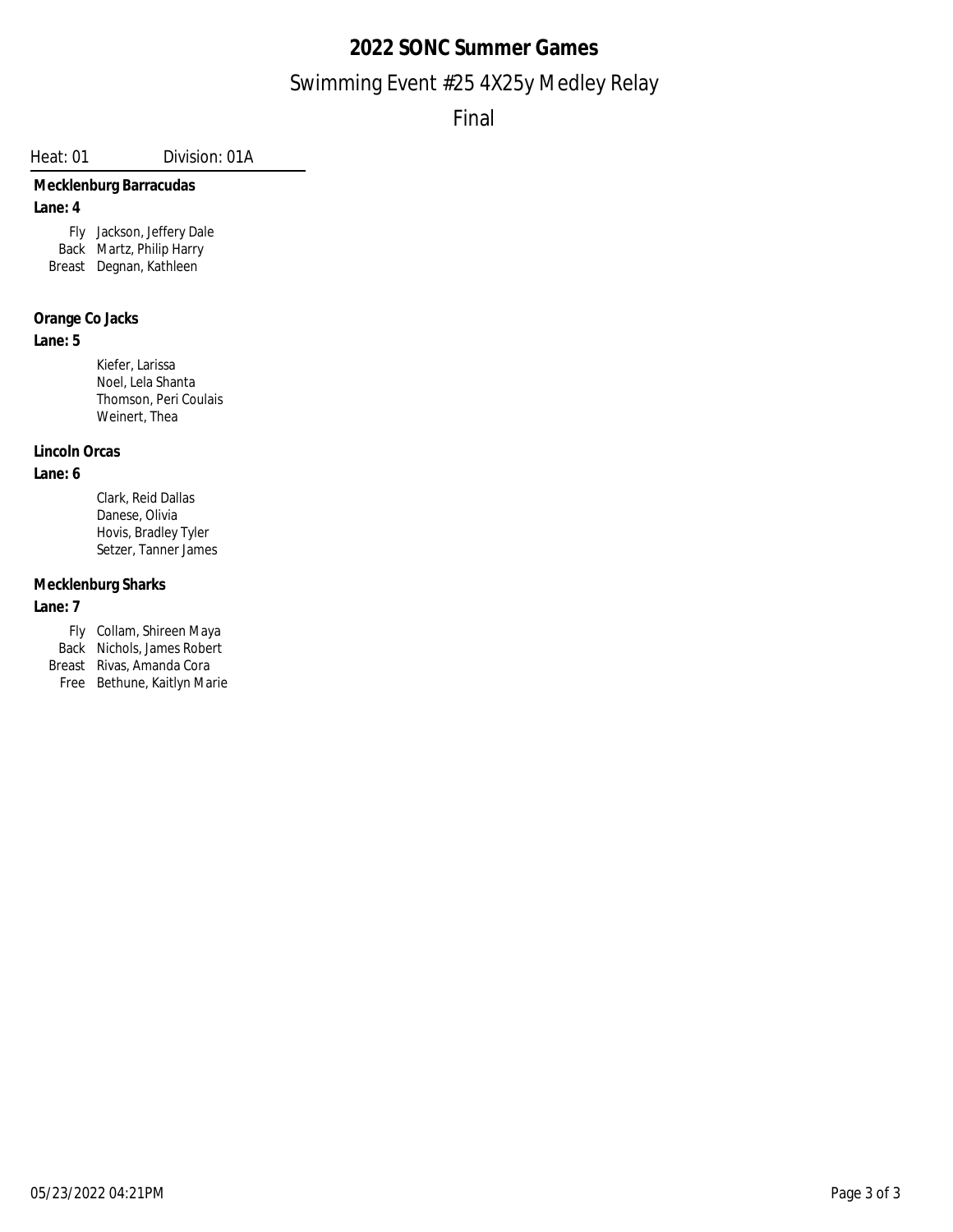# 2022 SONC Summer Games

## Swimming Event #25 4X25y Medley Relay

## Final

Heat: 01 Division: 01A

**Mecklenburg Barracudas**

**Lane: 4**

Fly Jackson, Jeffery Dale
Back Martz, Philip Harry
Breast Degnan, Kathleen

**Orange Co Jacks**

**Lane: 5**

Kiefer, Larissa
Noel, Lela Shanta
Thomson, Peri Coulais
Weinert, Thea

**Lincoln Orcas**

**Lane: 6**

Clark, Reid Dallas
Danese, Olivia
Hovis, Bradley Tyler
Setzer, Tanner James

**Mecklenburg Sharks**

**Lane: 7**

Fly Collam, Shireen Maya
Back Nichols, James Robert
Breast Rivas, Amanda Cora
Free Bethune, Kaitlyn Marie

05/23/2022 04:21PM